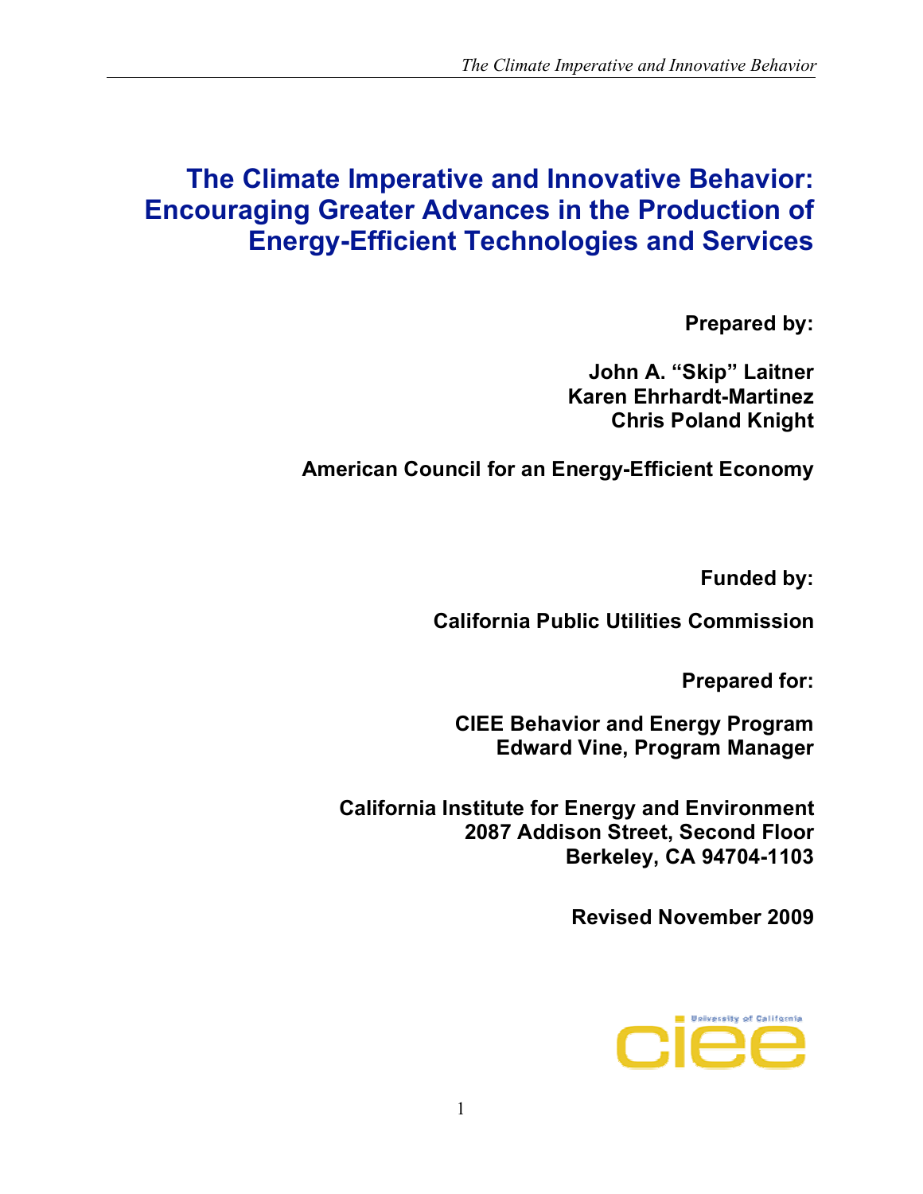# The Climate Imperative and Innovative Behavior: Encouraging Greater Advances in the Production of Energy-Efficient Technologies and Services

**Prepared by:**

**John A. "Skip" Laitner**
**Karen Ehrhardt-Martinez**
**Chris Poland Knight**

**American Council for an Energy-Efficient Economy**

**Funded by:**

**California Public Utilities Commission**

**Prepared for:**

**CIEE Behavior and Energy Program**
**Edward Vine, Program Manager**

**California Institute for Energy and Environment**
**2087 Addison Street, Second Floor**
**Berkeley, CA 94704-1103**

**Revised November 2009**

University of California
ciee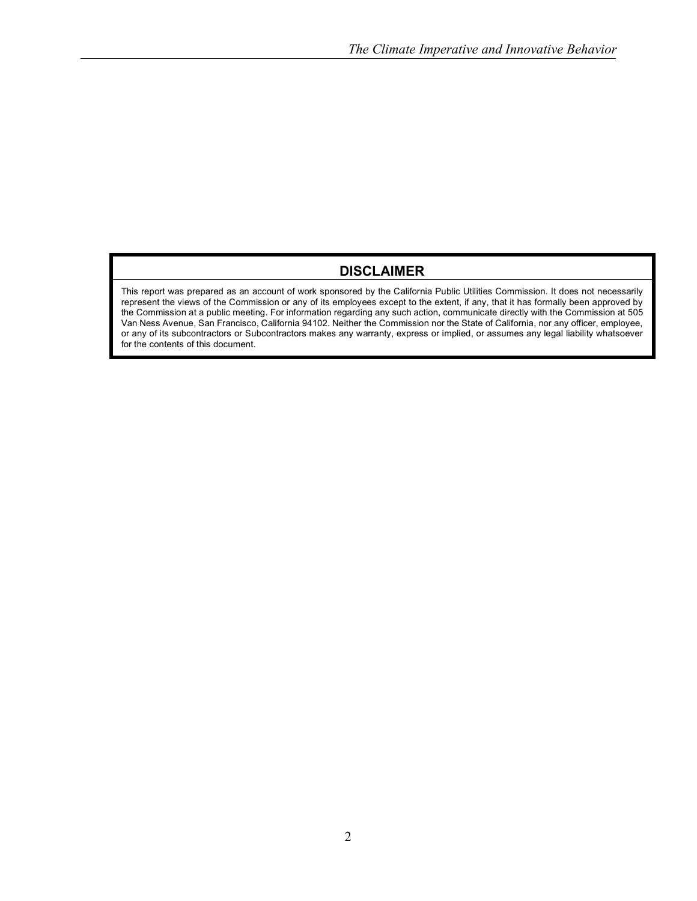## DISCLAIMER

This report was prepared as an account of work sponsored by the California Public Utilities Commission. It does not necessarily represent the views of the Commission or any of its employees except to the extent, if any, that it has formally been approved by the Commission at a public meeting. For information regarding any such action, communicate directly with the Commission at 505 Van Ness Avenue, San Francisco, California 94102. Neither the Commission nor the State of California, nor any officer, employee, or any of its subcontractors or Subcontractors makes any warranty, express or implied, or assumes any legal liability whatsoever for the contents of this document.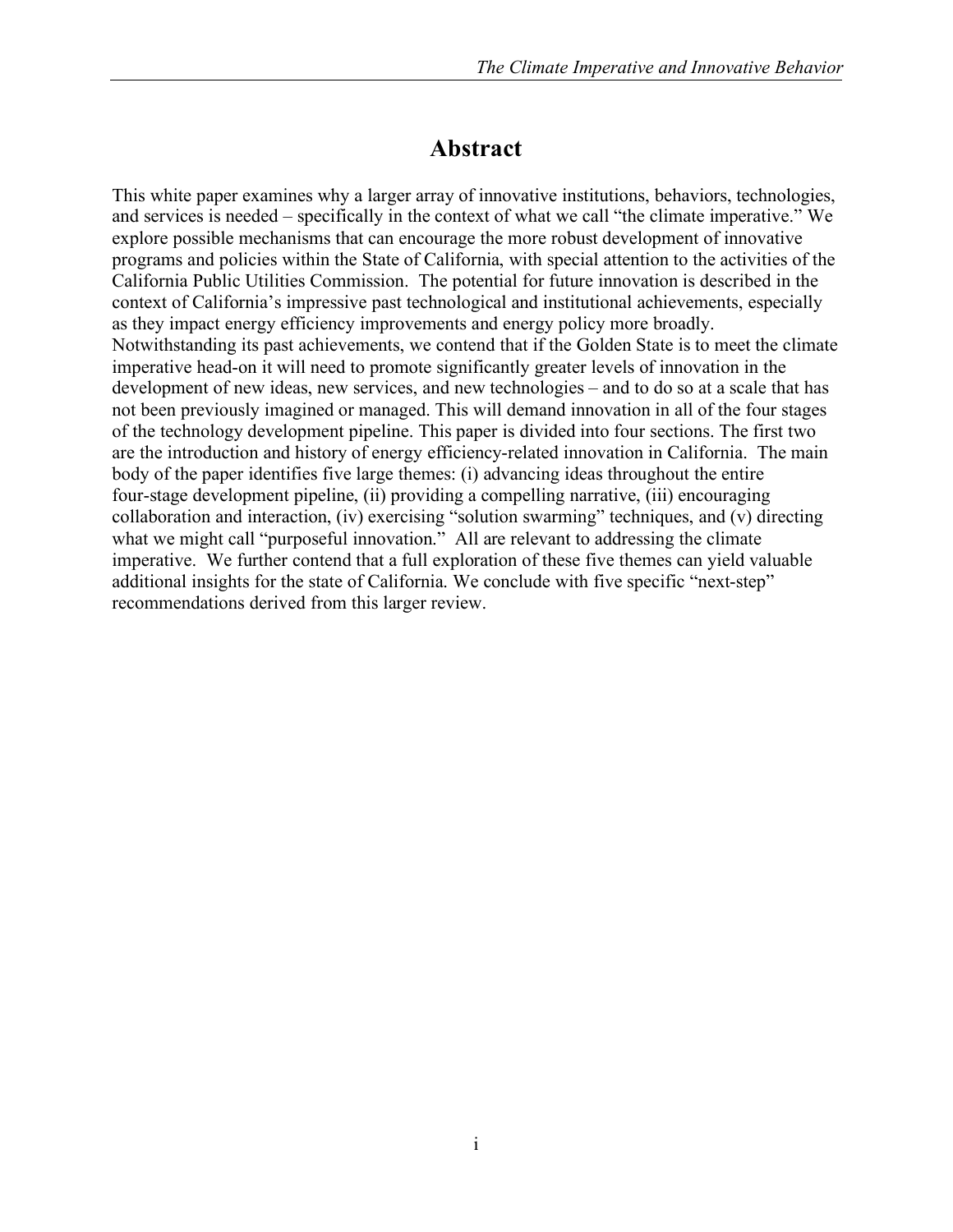# Abstract

This white paper examines why a larger array of innovative institutions, behaviors, technologies, and services is needed – specifically in the context of what we call "the climate imperative." We explore possible mechanisms that can encourage the more robust development of innovative programs and policies within the State of California, with special attention to the activities of the California Public Utilities Commission. The potential for future innovation is described in the context of California's impressive past technological and institutional achievements, especially as they impact energy efficiency improvements and energy policy more broadly. Notwithstanding its past achievements, we contend that if the Golden State is to meet the climate imperative head-on it will need to promote significantly greater levels of innovation in the development of new ideas, new services, and new technologies – and to do so at a scale that has not been previously imagined or managed. This will demand innovation in all of the four stages of the technology development pipeline. This paper is divided into four sections. The first two are the introduction and history of energy efficiency-related innovation in California. The main body of the paper identifies five large themes: (i) advancing ideas throughout the entire four-stage development pipeline, (ii) providing a compelling narrative, (iii) encouraging collaboration and interaction, (iv) exercising "solution swarming" techniques, and (v) directing what we might call "purposeful innovation." All are relevant to addressing the climate imperative. We further contend that a full exploration of these five themes can yield valuable additional insights for the state of California. We conclude with five specific "next-step" recommendations derived from this larger review.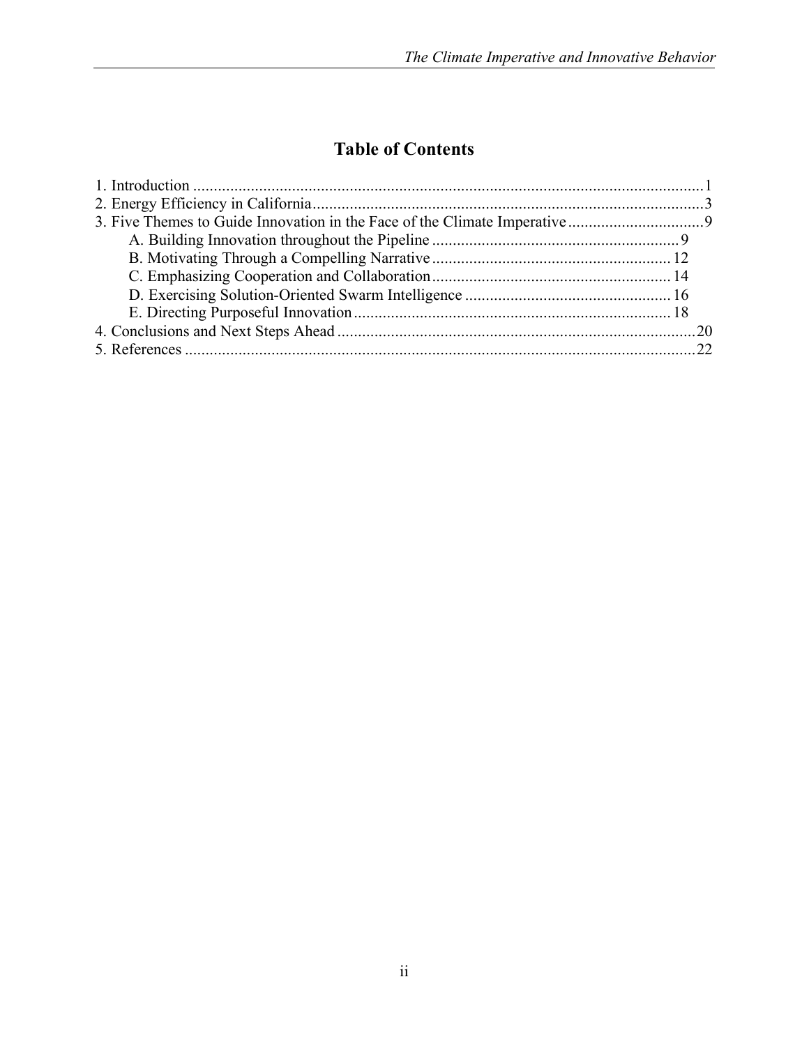# Table of Contents

1. Introduction ........................................................................................................................1
2. Energy Efficiency in California............................................................................................3
3. Five Themes to Guide Innovation in the Face of the Climate Imperative ................................9
    - A. Building Innovation throughout the Pipeline ............................................................9
    - B. Motivating Through a Compelling Narrative ..........................................................12
    - C. Emphasizing Cooperation and Collaboration..........................................................14
    - D. Exercising Solution-Oriented Swarm Intelligence ..................................................16
    - E. Directing Purposeful Innovation............................................................................18
4. Conclusions and Next Steps Ahead ......................................................................................20
5. References ..........................................................................................................................22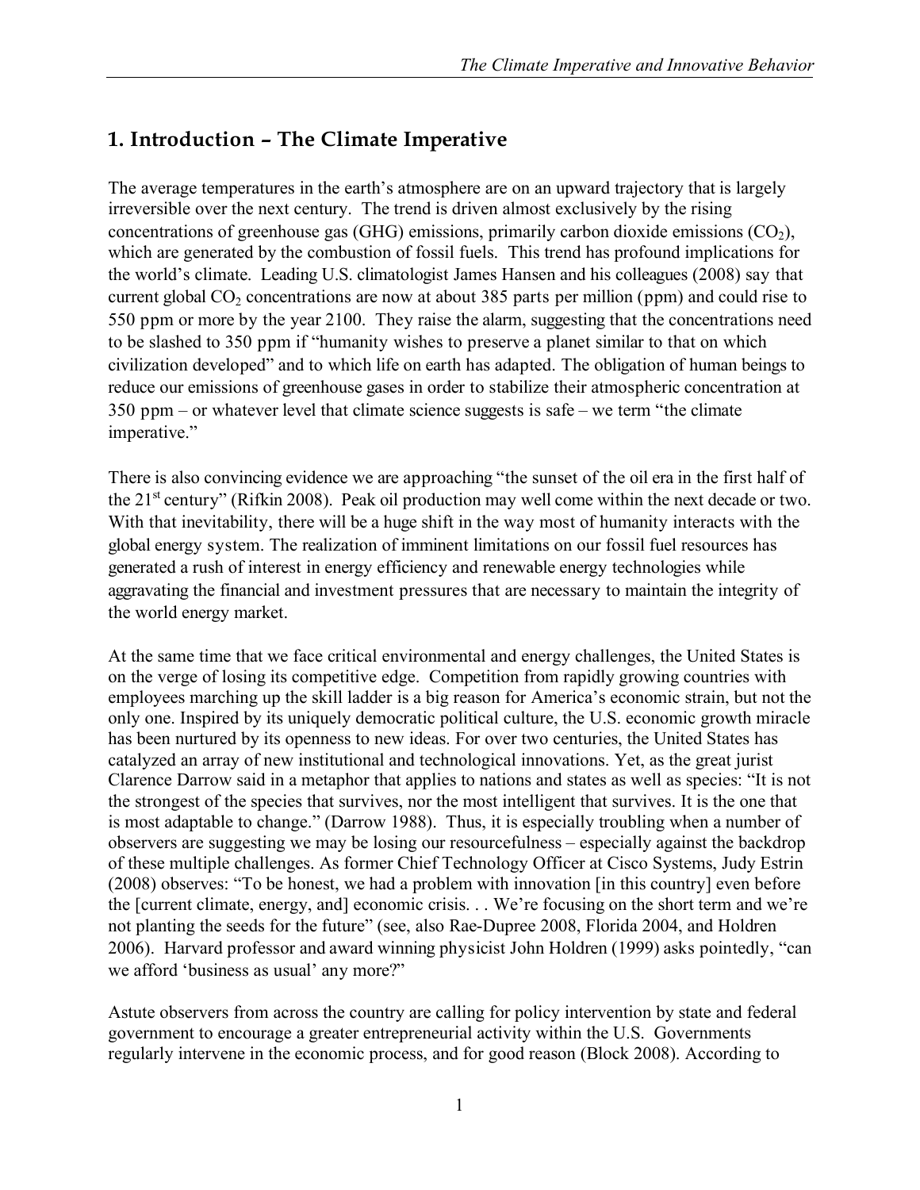## 1. Introduction – The Climate Imperative

The average temperatures in the earth's atmosphere are on an upward trajectory that is largely irreversible over the next century. The trend is driven almost exclusively by the rising concentrations of greenhouse gas (GHG) emissions, primarily carbon dioxide emissions ($CO_2$), which are generated by the combustion of fossil fuels. This trend has profound implications for the world's climate. Leading U.S. climatologist James Hansen and his colleagues (2008) say that current global $CO_2$ concentrations are now at about 385 parts per million (ppm) and could rise to 550 ppm or more by the year 2100. They raise the alarm, suggesting that the concentrations need to be slashed to 350 ppm if "humanity wishes to preserve a planet similar to that on which civilization developed" and to which life on earth has adapted. The obligation of human beings to reduce our emissions of greenhouse gases in order to stabilize their atmospheric concentration at 350 ppm – or whatever level that climate science suggests is safe – we term "the climate imperative."

There is also convincing evidence we are approaching "the sunset of the oil era in the first half of the 21st century" (Rifkin 2008). Peak oil production may well come within the next decade or two. With that inevitability, there will be a huge shift in the way most of humanity interacts with the global energy system. The realization of imminent limitations on our fossil fuel resources has generated a rush of interest in energy efficiency and renewable energy technologies while aggravating the financial and investment pressures that are necessary to maintain the integrity of the world energy market.

At the same time that we face critical environmental and energy challenges, the United States is on the verge of losing its competitive edge. Competition from rapidly growing countries with employees marching up the skill ladder is a big reason for America's economic strain, but not the only one. Inspired by its uniquely democratic political culture, the U.S. economic growth miracle has been nurtured by its openness to new ideas. For over two centuries, the United States has catalyzed an array of new institutional and technological innovations. Yet, as the great jurist Clarence Darrow said in a metaphor that applies to nations and states as well as species: "It is not the strongest of the species that survives, nor the most intelligent that survives. It is the one that is most adaptable to change." (Darrow 1988). Thus, it is especially troubling when a number of observers are suggesting we may be losing our resourcefulness – especially against the backdrop of these multiple challenges. As former Chief Technology Officer at Cisco Systems, Judy Estrin (2008) observes: "To be honest, we had a problem with innovation [in this country] even before the [current climate, energy, and] economic crisis. . . We're focusing on the short term and we're not planting the seeds for the future" (see, also Rae-Dupree 2008, Florida 2004, and Holdren 2006). Harvard professor and award winning physicist John Holdren (1999) asks pointedly, "can we afford 'business as usual' any more?"

Astute observers from across the country are calling for policy intervention by state and federal government to encourage a greater entrepreneurial activity within the U.S. Governments regularly intervene in the economic process, and for good reason (Block 2008). According to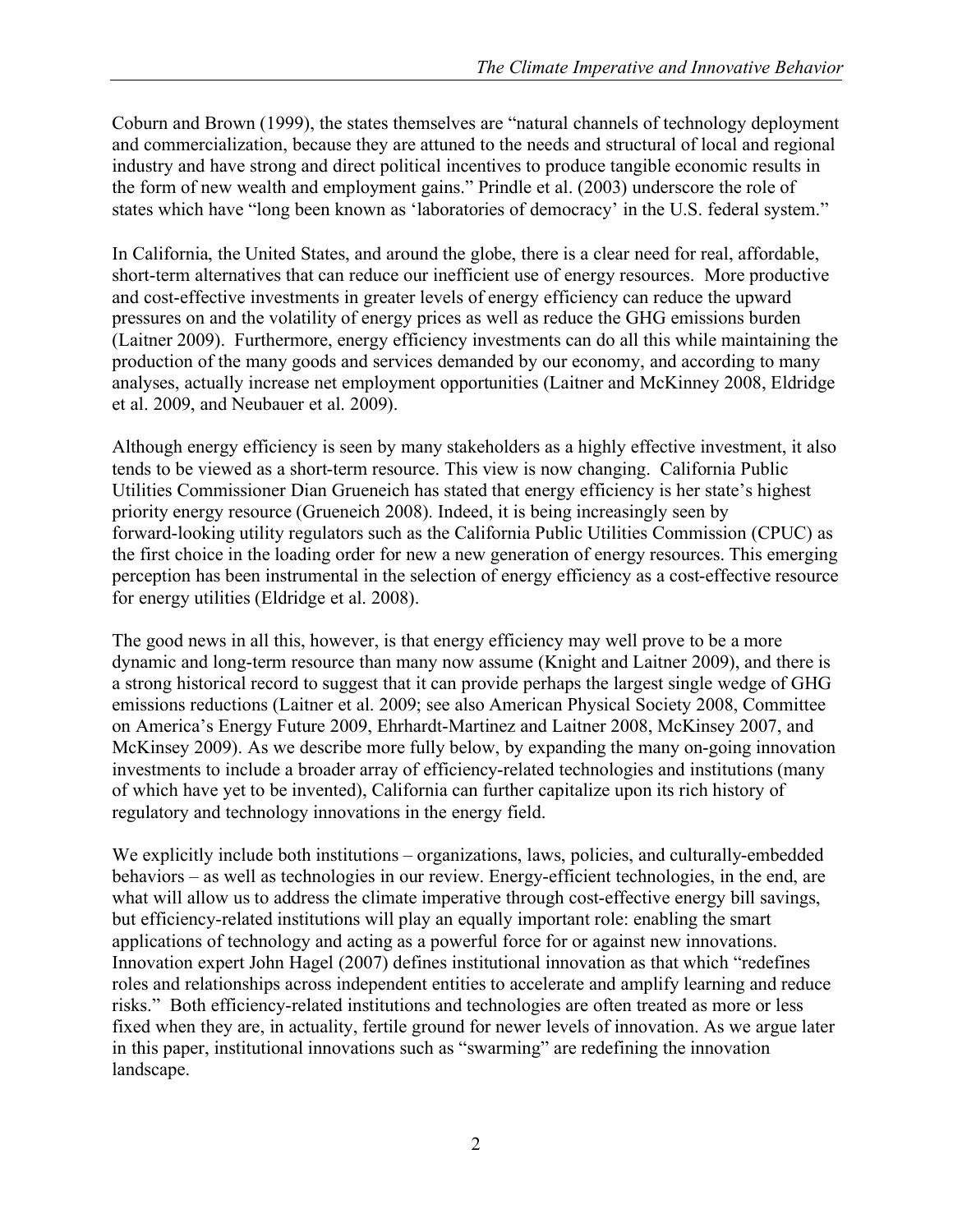Coburn and Brown (1999), the states themselves are "natural channels of technology deployment and commercialization, because they are attuned to the needs and structural of local and regional industry and have strong and direct political incentives to produce tangible economic results in the form of new wealth and employment gains." Prindle et al. (2003) underscore the role of states which have "long been known as 'laboratories of democracy' in the U.S. federal system."

In California, the United States, and around the globe, there is a clear need for real, affordable, short-term alternatives that can reduce our inefficient use of energy resources. More productive and cost-effective investments in greater levels of energy efficiency can reduce the upward pressures on and the volatility of energy prices as well as reduce the GHG emissions burden (Laitner 2009). Furthermore, energy efficiency investments can do all this while maintaining the production of the many goods and services demanded by our economy, and according to many analyses, actually increase net employment opportunities (Laitner and McKinney 2008, Eldridge et al. 2009, and Neubauer et al. 2009).

Although energy efficiency is seen by many stakeholders as a highly effective investment, it also tends to be viewed as a short-term resource. This view is now changing. California Public Utilities Commissioner Dian Grueneich has stated that energy efficiency is her state's highest priority energy resource (Grueneich 2008). Indeed, it is being increasingly seen by forward-looking utility regulators such as the California Public Utilities Commission (CPUC) as the first choice in the loading order for new a new generation of energy resources. This emerging perception has been instrumental in the selection of energy efficiency as a cost-effective resource for energy utilities (Eldridge et al. 2008).

The good news in all this, however, is that energy efficiency may well prove to be a more dynamic and long-term resource than many now assume (Knight and Laitner 2009), and there is a strong historical record to suggest that it can provide perhaps the largest single wedge of GHG emissions reductions (Laitner et al. 2009; see also American Physical Society 2008, Committee on America's Energy Future 2009, Ehrhardt-Martinez and Laitner 2008, McKinsey 2007, and McKinsey 2009). As we describe more fully below, by expanding the many on-going innovation investments to include a broader array of efficiency-related technologies and institutions (many of which have yet to be invented), California can further capitalize upon its rich history of regulatory and technology innovations in the energy field.

We explicitly include both institutions – organizations, laws, policies, and culturally-embedded behaviors – as well as technologies in our review. Energy-efficient technologies, in the end, are what will allow us to address the climate imperative through cost-effective energy bill savings, but efficiency-related institutions will play an equally important role: enabling the smart applications of technology and acting as a powerful force for or against new innovations. Innovation expert John Hagel (2007) defines institutional innovation as that which "redefines roles and relationships across independent entities to accelerate and amplify learning and reduce risks." Both efficiency-related institutions and technologies are often treated as more or less fixed when they are, in actuality, fertile ground for newer levels of innovation. As we argue later in this paper, institutional innovations such as "swarming" are redefining the innovation landscape.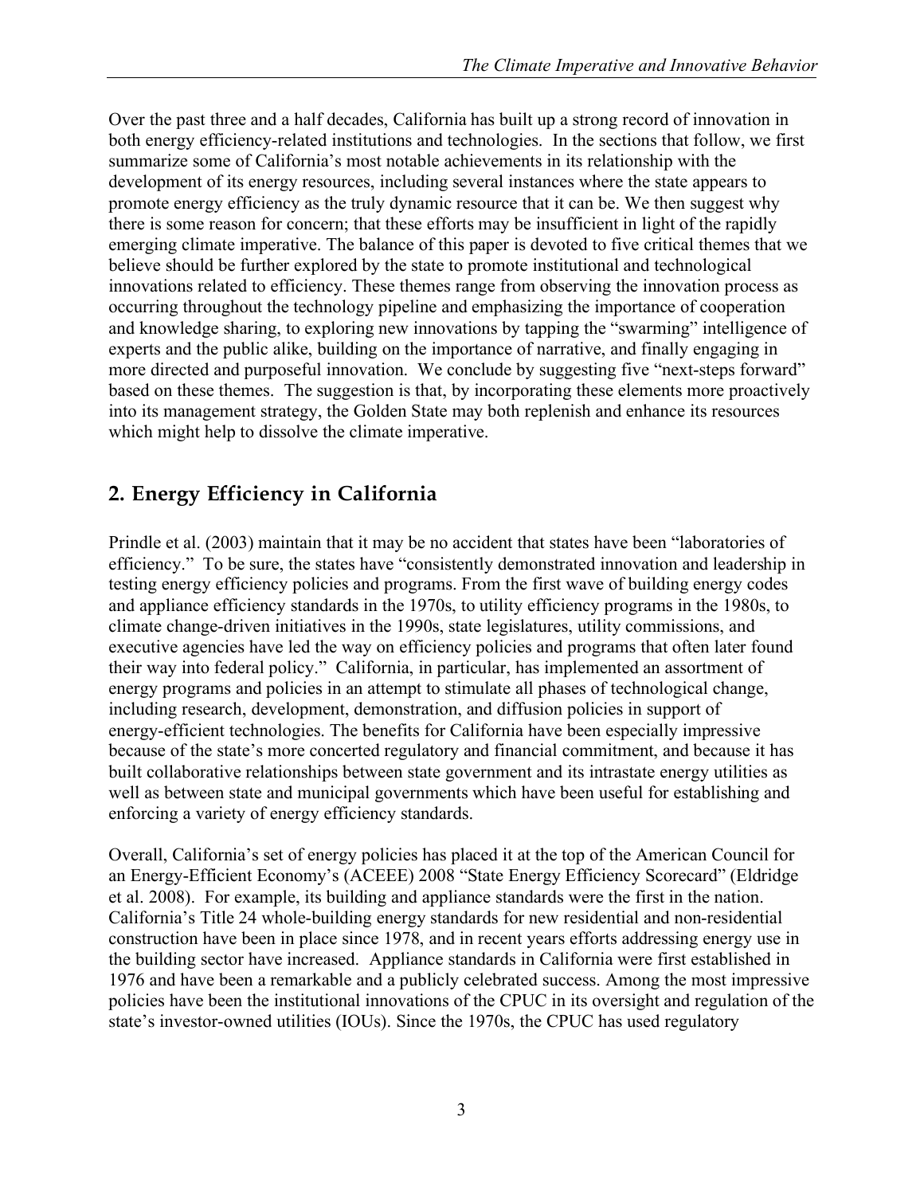Over the past three and a half decades, California has built up a strong record of innovation in both energy efficiency-related institutions and technologies. In the sections that follow, we first summarize some of California's most notable achievements in its relationship with the development of its energy resources, including several instances where the state appears to promote energy efficiency as the truly dynamic resource that it can be. We then suggest why there is some reason for concern; that these efforts may be insufficient in light of the rapidly emerging climate imperative. The balance of this paper is devoted to five critical themes that we believe should be further explored by the state to promote institutional and technological innovations related to efficiency. These themes range from observing the innovation process as occurring throughout the technology pipeline and emphasizing the importance of cooperation and knowledge sharing, to exploring new innovations by tapping the "swarming" intelligence of experts and the public alike, building on the importance of narrative, and finally engaging in more directed and purposeful innovation. We conclude by suggesting five "next-steps forward" based on these themes. The suggestion is that, by incorporating these elements more proactively into its management strategy, the Golden State may both replenish and enhance its resources which might help to dissolve the climate imperative.

## 2. Energy Efficiency in California

Prindle et al. (2003) maintain that it may be no accident that states have been "laboratories of efficiency." To be sure, the states have "consistently demonstrated innovation and leadership in testing energy efficiency policies and programs. From the first wave of building energy codes and appliance efficiency standards in the 1970s, to utility efficiency programs in the 1980s, to climate change-driven initiatives in the 1990s, state legislatures, utility commissions, and executive agencies have led the way on efficiency policies and programs that often later found their way into federal policy." California, in particular, has implemented an assortment of energy programs and policies in an attempt to stimulate all phases of technological change, including research, development, demonstration, and diffusion policies in support of energy-efficient technologies. The benefits for California have been especially impressive because of the state's more concerted regulatory and financial commitment, and because it has built collaborative relationships between state government and its intrastate energy utilities as well as between state and municipal governments which have been useful for establishing and enforcing a variety of energy efficiency standards.

Overall, California's set of energy policies has placed it at the top of the American Council for an Energy-Efficient Economy's (ACEEE) 2008 "State Energy Efficiency Scorecard" (Eldridge et al. 2008). For example, its building and appliance standards were the first in the nation. California's Title 24 whole-building energy standards for new residential and non-residential construction have been in place since 1978, and in recent years efforts addressing energy use in the building sector have increased. Appliance standards in California were first established in 1976 and have been a remarkable and a publicly celebrated success. Among the most impressive policies have been the institutional innovations of the CPUC in its oversight and regulation of the state's investor-owned utilities (IOUs). Since the 1970s, the CPUC has used regulatory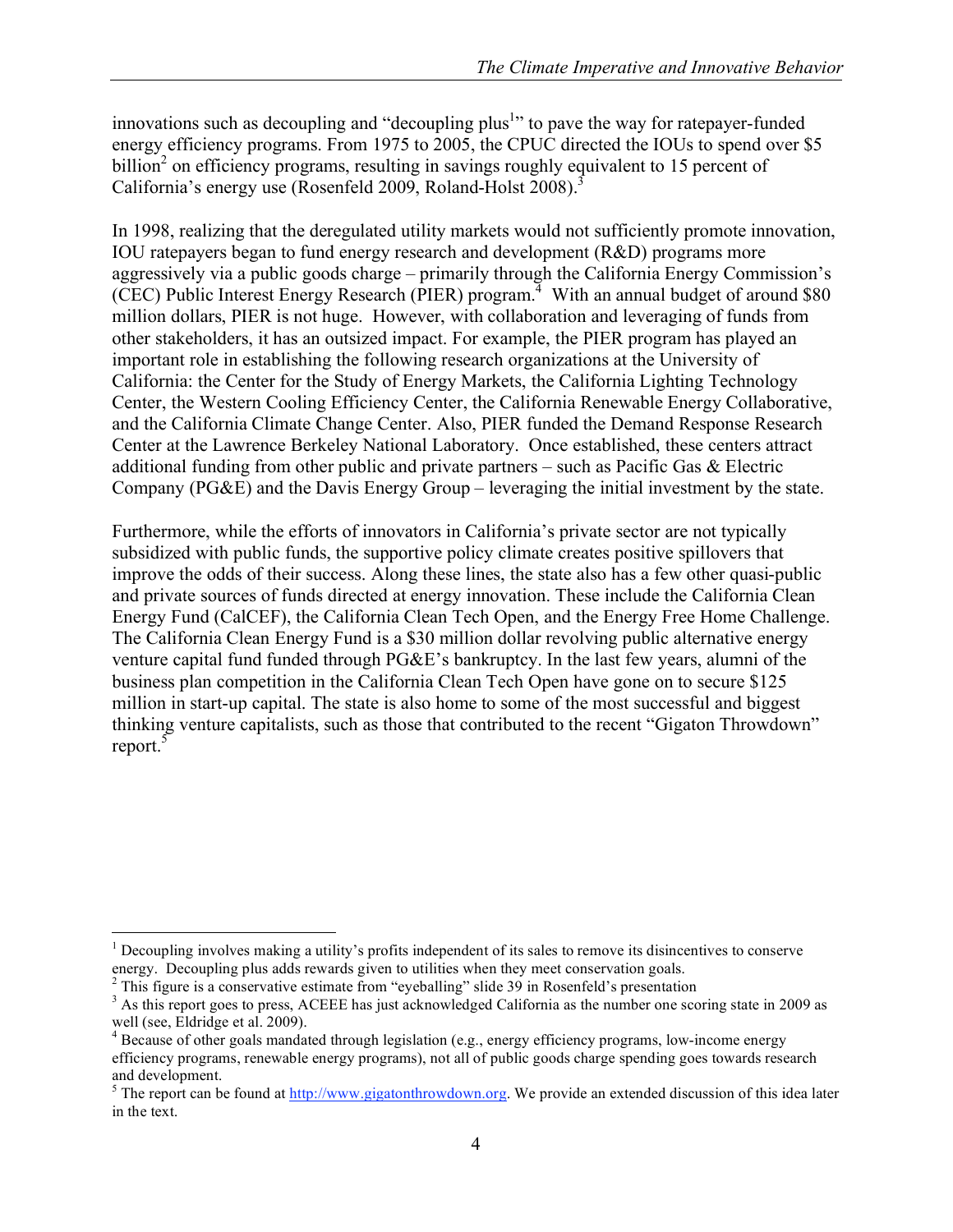innovations such as decoupling and "decoupling plus[1]" to pave the way for ratepayer-funded energy efficiency programs. From 1975 to 2005, the CPUC directed the IOUs to spend over $5 billion[2] on efficiency programs, resulting in savings roughly equivalent to 15 percent of California's energy use (Rosenfeld 2009, Roland-Holst 2008).[3]

In 1998, realizing that the deregulated utility markets would not sufficiently promote innovation, IOU ratepayers began to fund energy research and development (R&D) programs more aggressively via a public goods charge – primarily through the California Energy Commission's (CEC) Public Interest Energy Research (PIER) program.[4] With an annual budget of around $80 million dollars, PIER is not huge. However, with collaboration and leveraging of funds from other stakeholders, it has an outsized impact. For example, the PIER program has played an important role in establishing the following research organizations at the University of California: the Center for the Study of Energy Markets, the California Lighting Technology Center, the Western Cooling Efficiency Center, the California Renewable Energy Collaborative, and the California Climate Change Center. Also, PIER funded the Demand Response Research Center at the Lawrence Berkeley National Laboratory. Once established, these centers attract additional funding from other public and private partners – such as Pacific Gas & Electric Company (PG&E) and the Davis Energy Group – leveraging the initial investment by the state.

Furthermore, while the efforts of innovators in California's private sector are not typically subsidized with public funds, the supportive policy climate creates positive spillovers that improve the odds of their success. Along these lines, the state also has a few other quasi-public and private sources of funds directed at energy innovation. These include the California Clean Energy Fund (CalCEF), the California Clean Tech Open, and the Energy Free Home Challenge. The California Clean Energy Fund is a $30 million dollar revolving public alternative energy venture capital fund funded through PG&E's bankruptcy. In the last few years, alumni of the business plan competition in the California Clean Tech Open have gone on to secure $125 million in start-up capital. The state is also home to some of the most successful and biggest thinking venture capitalists, such as those that contributed to the recent "Gigaton Throwdown" report.[5]

---

[1] Decoupling involves making a utility's profits independent of its sales to remove its disincentives to conserve energy. Decoupling plus adds rewards given to utilities when they meet conservation goals.

[2] This figure is a conservative estimate from "eyeballing" slide 39 in Rosenfeld's presentation

[3] As this report goes to press, ACEEE has just acknowledged California as the number one scoring state in 2009 as well (see, Eldridge et al. 2009).

[4] Because of other goals mandated through legislation (e.g., energy efficiency programs, low-income energy efficiency programs, renewable energy programs), not all of public goods charge spending goes towards research and development.

[5] The report can be found at http://www.gigatonthrowdown.org. We provide an extended discussion of this idea later in the text.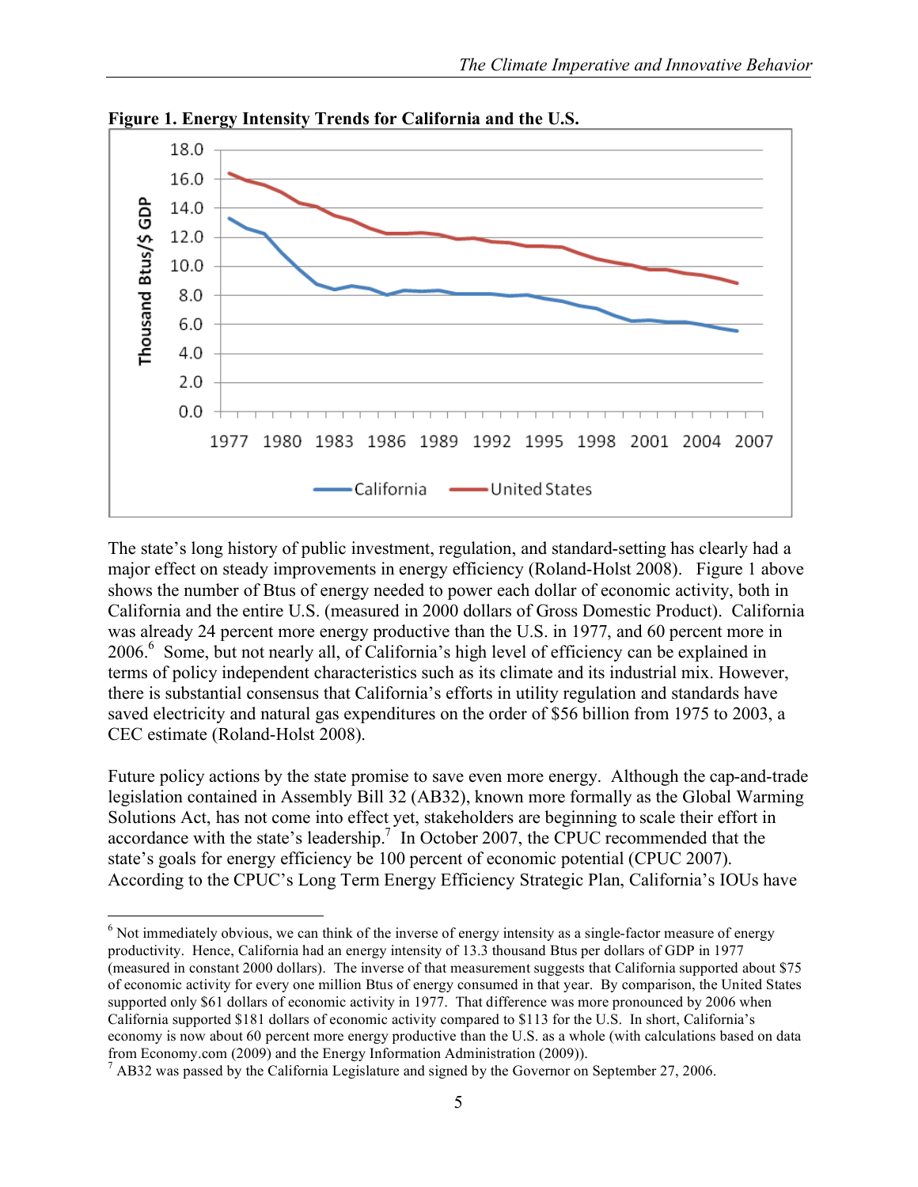**Figure 1. Energy Intensity Trends for California and the U.S.**

The state's long history of public investment, regulation, and standard-setting has clearly had a major effect on steady improvements in energy efficiency (Roland-Holst 2008). Figure 1 above shows the number of Btus of energy needed to power each dollar of economic activity, both in California and the entire U.S. (measured in 2000 dollars of Gross Domestic Product). California was already 24 percent more energy productive than the U.S. in 1977, and 60 percent more in 2006.[6] Some, but not nearly all, of California's high level of efficiency can be explained in terms of policy independent characteristics such as its climate and its industrial mix. However, there is substantial consensus that California's efforts in utility regulation and standards have saved electricity and natural gas expenditures on the order of $56 billion from 1975 to 2003, a CEC estimate (Roland-Holst 2008).

Future policy actions by the state promise to save even more energy. Although the cap-and-trade legislation contained in Assembly Bill 32 (AB32), known more formally as the Global Warming Solutions Act, has not come into effect yet, stakeholders are beginning to scale their effort in accordance with the state's leadership.[7] In October 2007, the CPUC recommended that the state's goals for energy efficiency be 100 percent of economic potential (CPUC 2007). According to the CPUC's Long Term Energy Efficiency Strategic Plan, California's IOUs have

---

[6] Not immediately obvious, we can think of the inverse of energy intensity as a single-factor measure of energy productivity. Hence, California had an energy intensity of 13.3 thousand Btus per dollars of GDP in 1977 (measured in constant 2000 dollars). The inverse of that measurement suggests that California supported about $75 of economic activity for every one million Btus of energy consumed in that year. By comparison, the United States supported only $61 dollars of economic activity in 1977. That difference was more pronounced by 2006 when California supported $181 dollars of economic activity compared to $113 for the U.S. In short, California's economy is now about 60 percent more energy productive than the U.S. as a whole (with calculations based on data from Economy.com (2009) and the Energy Information Administration (2009)).

[7] AB32 was passed by the California Legislature and signed by the Governor on September 27, 2006.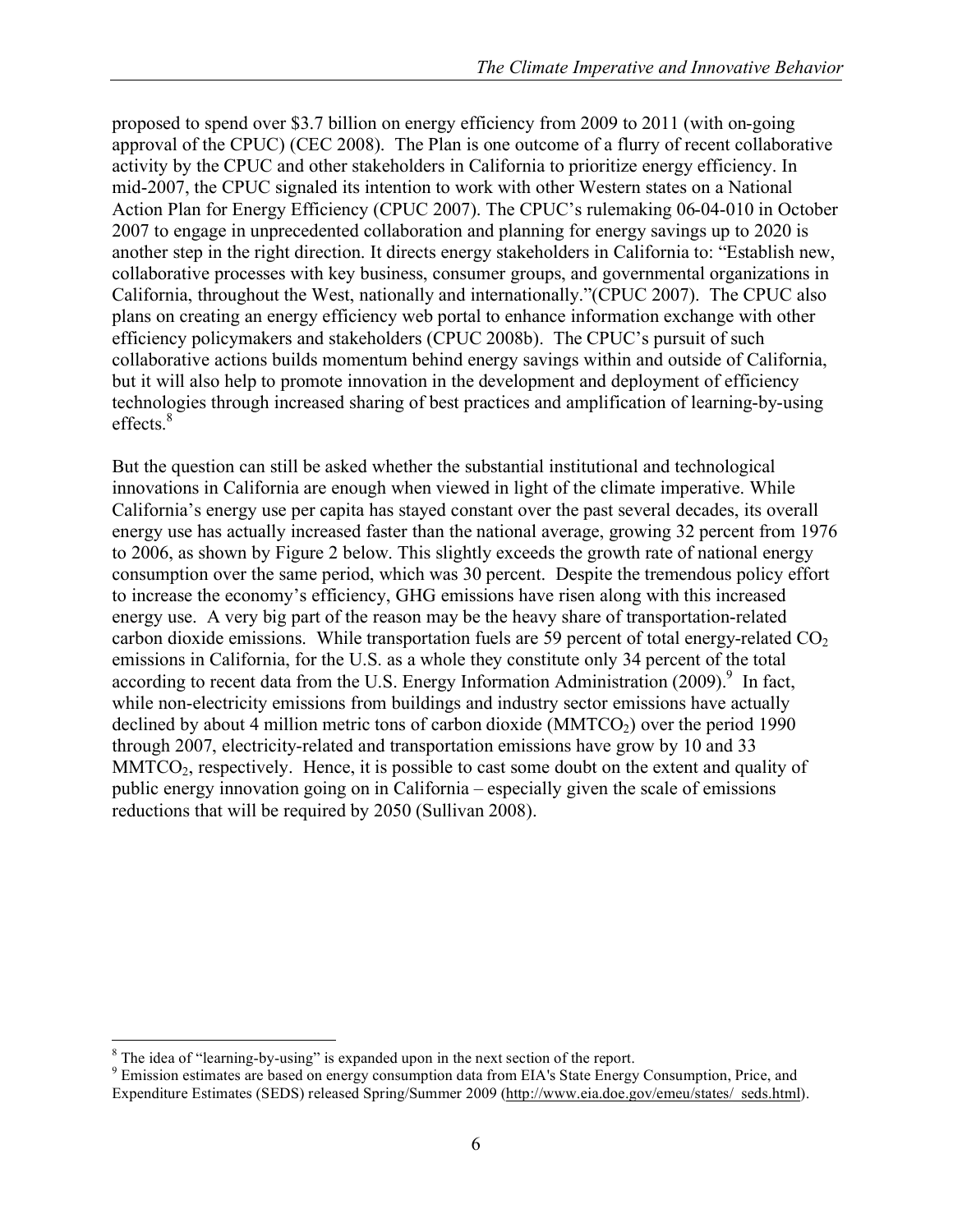proposed to spend over \$3.7 billion on energy efficiency from 2009 to 2011 (with on-going approval of the CPUC) (CEC 2008). The Plan is one outcome of a flurry of recent collaborative activity by the CPUC and other stakeholders in California to prioritize energy efficiency. In mid-2007, the CPUC signaled its intention to work with other Western states on a National Action Plan for Energy Efficiency (CPUC 2007). The CPUC's rulemaking 06-04-010 in October 2007 to engage in unprecedented collaboration and planning for energy savings up to 2020 is another step in the right direction. It directs energy stakeholders in California to: "Establish new, collaborative processes with key business, consumer groups, and governmental organizations in California, throughout the West, nationally and internationally."(CPUC 2007). The CPUC also plans on creating an energy efficiency web portal to enhance information exchange with other efficiency policymakers and stakeholders (CPUC 2008b). The CPUC's pursuit of such collaborative actions builds momentum behind energy savings within and outside of California, but it will also help to promote innovation in the development and deployment of efficiency technologies through increased sharing of best practices and amplification of learning-by-using effects.[8]

But the question can still be asked whether the substantial institutional and technological innovations in California are enough when viewed in light of the climate imperative. While California's energy use per capita has stayed constant over the past several decades, its overall energy use has actually increased faster than the national average, growing 32 percent from 1976 to 2006, as shown by Figure 2 below. This slightly exceeds the growth rate of national energy consumption over the same period, which was 30 percent. Despite the tremendous policy effort to increase the economy's efficiency, GHG emissions have risen along with this increased energy use. A very big part of the reason may be the heavy share of transportation-related carbon dioxide emissions. While transportation fuels are 59 percent of total energy-related $CO_2$ emissions in California, for the U.S. as a whole they constitute only 34 percent of the total according to recent data from the U.S. Energy Information Administration (2009).[9] In fact, while non-electricity emissions from buildings and industry sector emissions have actually declined by about 4 million metric tons of carbon dioxide ($MMTCO_2$) over the period 1990 through 2007, electricity-related and transportation emissions have grow by 10 and 33 $MMTCO_2$, respectively. Hence, it is possible to cast some doubt on the extent and quality of public energy innovation going on in California – especially given the scale of emissions reductions that will be required by 2050 (Sullivan 2008).

---

[8] The idea of "learning-by-using" is expanded upon in the next section of the report.

[9] Emission estimates are based on energy consumption data from EIA's State Energy Consumption, Price, and Expenditure Estimates (SEDS) released Spring/Summer 2009 (http://www.eia.doe.gov/emeu/states/_seds.html).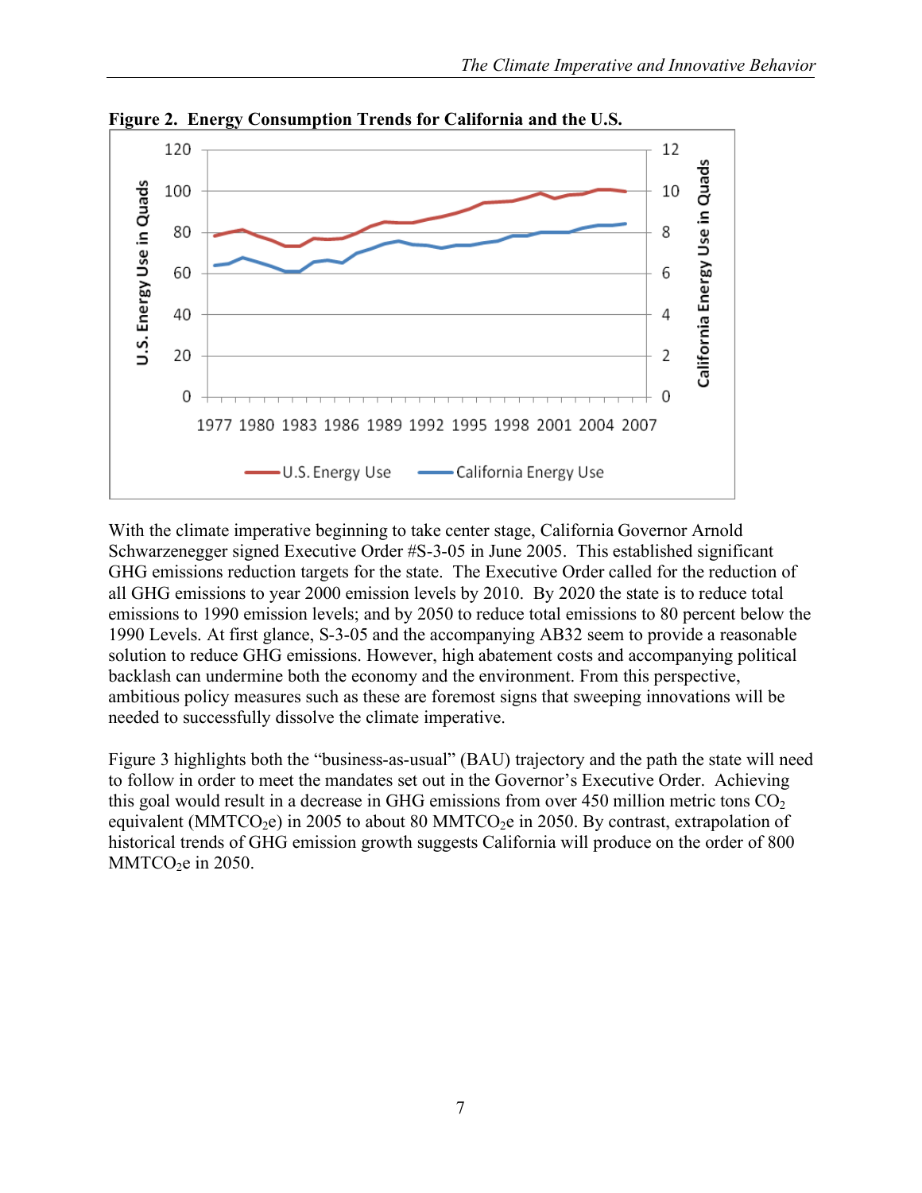**Figure 2. Energy Consumption Trends for California and the U.S.**

With the climate imperative beginning to take center stage, California Governor Arnold Schwarzenegger signed Executive Order #S-3-05 in June 2005. This established significant GHG emissions reduction targets for the state. The Executive Order called for the reduction of all GHG emissions to year 2000 emission levels by 2010. By 2020 the state is to reduce total emissions to 1990 emission levels; and by 2050 to reduce total emissions to 80 percent below the 1990 Levels. At first glance, S-3-05 and the accompanying AB32 seem to provide a reasonable solution to reduce GHG emissions. However, high abatement costs and accompanying political backlash can undermine both the economy and the environment. From this perspective, ambitious policy measures such as these are foremost signs that sweeping innovations will be needed to successfully dissolve the climate imperative.

Figure 3 highlights both the "business-as-usual" (BAU) trajectory and the path the state will need to follow in order to meet the mandates set out in the Governor's Executive Order. Achieving this goal would result in a decrease in GHG emissions from over 450 million metric tons $CO_2$ equivalent ($MMTCO_2e$) in 2005 to about 80 $MMTCO_2e$ in 2050. By contrast, extrapolation of historical trends of GHG emission growth suggests California will produce on the order of 800 $MMTCO_2e$ in 2050.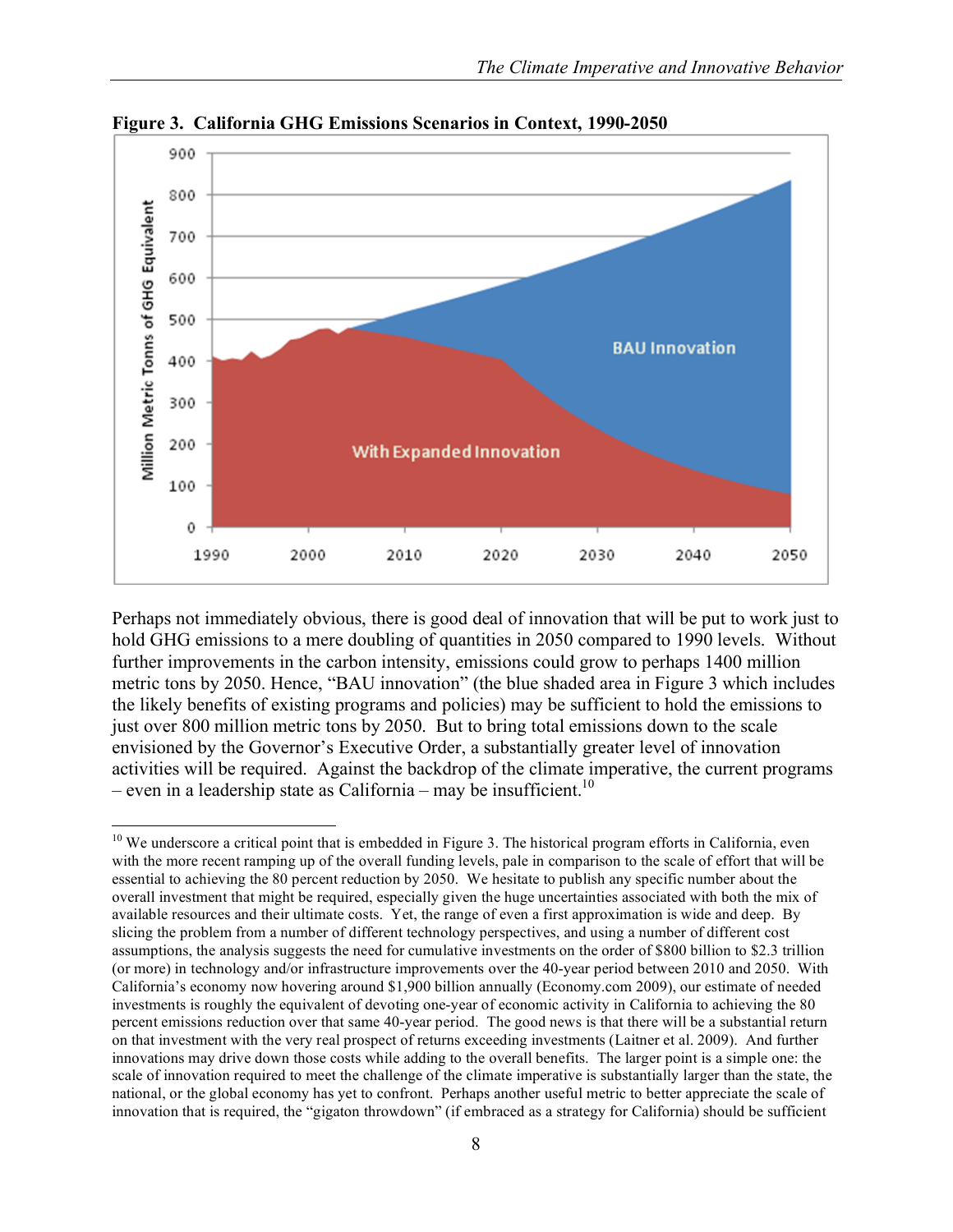**Figure 3. California GHG Emissions Scenarios in Context, 1990-2050**

Perhaps not immediately obvious, there is good deal of innovation that will be put to work just to hold GHG emissions to a mere doubling of quantities in 2050 compared to 1990 levels. Without further improvements in the carbon intensity, emissions could grow to perhaps 1400 million metric tons by 2050. Hence, "BAU innovation" (the blue shaded area in Figure 3 which includes the likely benefits of existing programs and policies) may be sufficient to hold the emissions to just over 800 million metric tons by 2050. But to bring total emissions down to the scale envisioned by the Governor's Executive Order, a substantially greater level of innovation activities will be required. Against the backdrop of the climate imperative, the current programs – even in a leadership state as California – may be insufficient.[10]

[10] We underscore a critical point that is embedded in Figure 3. The historical program efforts in California, even with the more recent ramping up of the overall funding levels, pale in comparison to the scale of effort that will be essential to achieving the 80 percent reduction by 2050. We hesitate to publish any specific number about the overall investment that might be required, especially given the huge uncertainties associated with both the mix of available resources and their ultimate costs. Yet, the range of even a first approximation is wide and deep. By slicing the problem from a number of different technology perspectives, and using a number of different cost assumptions, the analysis suggests the need for cumulative investments on the order of $800 billion to $2.3 trillion (or more) in technology and/or infrastructure improvements over the 40-year period between 2010 and 2050. With California's economy now hovering around $1,900 billion annually (Economy.com 2009), our estimate of needed investments is roughly the equivalent of devoting one-year of economic activity in California to achieving the 80 percent emissions reduction over that same 40-year period. The good news is that there will be a substantial return on that investment with the very real prospect of returns exceeding investments (Laitner et al. 2009). And further innovations may drive down those costs while adding to the overall benefits. The larger point is a simple one: the scale of innovation required to meet the challenge of the climate imperative is substantially larger than the state, the national, or the global economy has yet to confront. Perhaps another useful metric to better appreciate the scale of innovation that is required, the "gigaton throwdown" (if embraced as a strategy for California) should be sufficient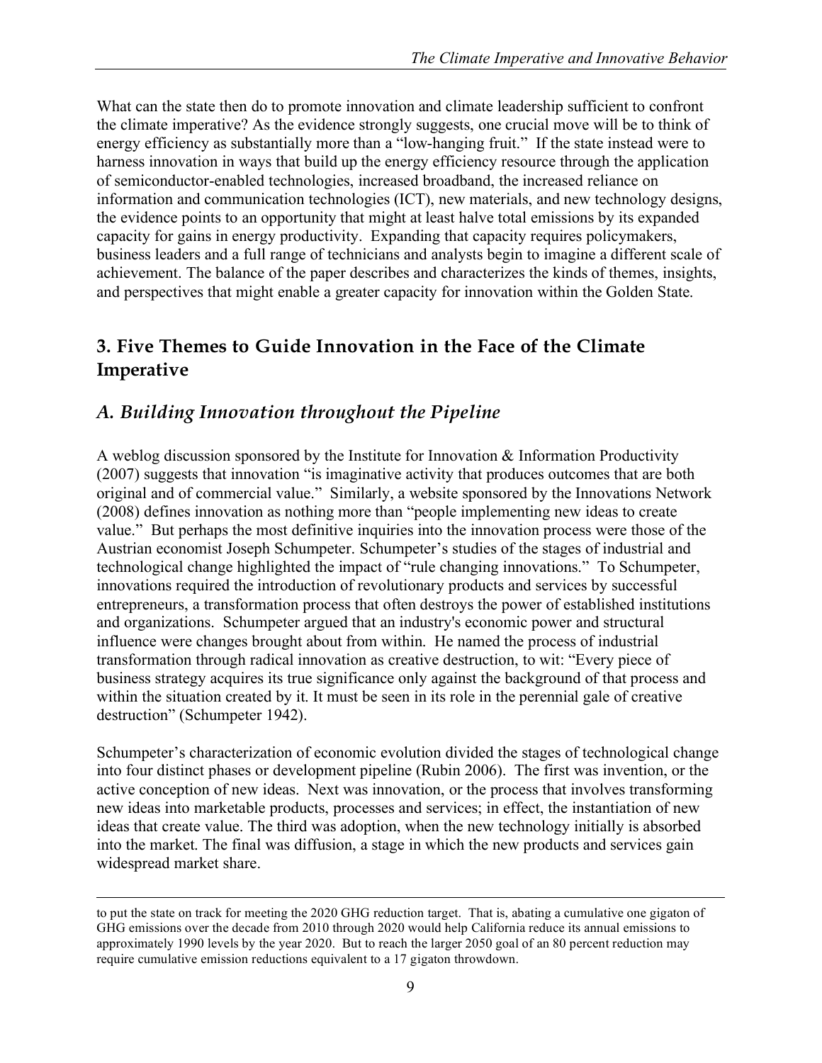What can the state then do to promote innovation and climate leadership sufficient to confront the climate imperative? As the evidence strongly suggests, one crucial move will be to think of energy efficiency as substantially more than a "low-hanging fruit." If the state instead were to harness innovation in ways that build up the energy efficiency resource through the application of semiconductor-enabled technologies, increased broadband, the increased reliance on information and communication technologies (ICT), new materials, and new technology designs, the evidence points to an opportunity that might at least halve total emissions by its expanded capacity for gains in energy productivity. Expanding that capacity requires policymakers, business leaders and a full range of technicians and analysts begin to imagine a different scale of achievement. The balance of the paper describes and characterizes the kinds of themes, insights, and perspectives that might enable a greater capacity for innovation within the Golden State.

## 3. Five Themes to Guide Innovation in the Face of the Climate Imperative

### *A. Building Innovation throughout the Pipeline*

A weblog discussion sponsored by the Institute for Innovation & Information Productivity (2007) suggests that innovation "is imaginative activity that produces outcomes that are both original and of commercial value." Similarly, a website sponsored by the Innovations Network (2008) defines innovation as nothing more than "people implementing new ideas to create value." But perhaps the most definitive inquiries into the innovation process were those of the Austrian economist Joseph Schumpeter. Schumpeter's studies of the stages of industrial and technological change highlighted the impact of "rule changing innovations." To Schumpeter, innovations required the introduction of revolutionary products and services by successful entrepreneurs, a transformation process that often destroys the power of established institutions and organizations. Schumpeter argued that an industry's economic power and structural influence were changes brought about from within. He named the process of industrial transformation through radical innovation as creative destruction, to wit: "Every piece of business strategy acquires its true significance only against the background of that process and within the situation created by it. It must be seen in its role in the perennial gale of creative destruction" (Schumpeter 1942).

Schumpeter's characterization of economic evolution divided the stages of technological change into four distinct phases or development pipeline (Rubin 2006). The first was invention, or the active conception of new ideas. Next was innovation, or the process that involves transforming new ideas into marketable products, processes and services; in effect, the instantiation of new ideas that create value. The third was adoption, when the new technology initially is absorbed into the market. The final was diffusion, a stage in which the new products and services gain widespread market share.

---

to put the state on track for meeting the 2020 GHG reduction target. That is, abating a cumulative one gigaton of GHG emissions over the decade from 2010 through 2020 would help California reduce its annual emissions to approximately 1990 levels by the year 2020. But to reach the larger 2050 goal of an 80 percent reduction may require cumulative emission reductions equivalent to a 17 gigaton throwdown.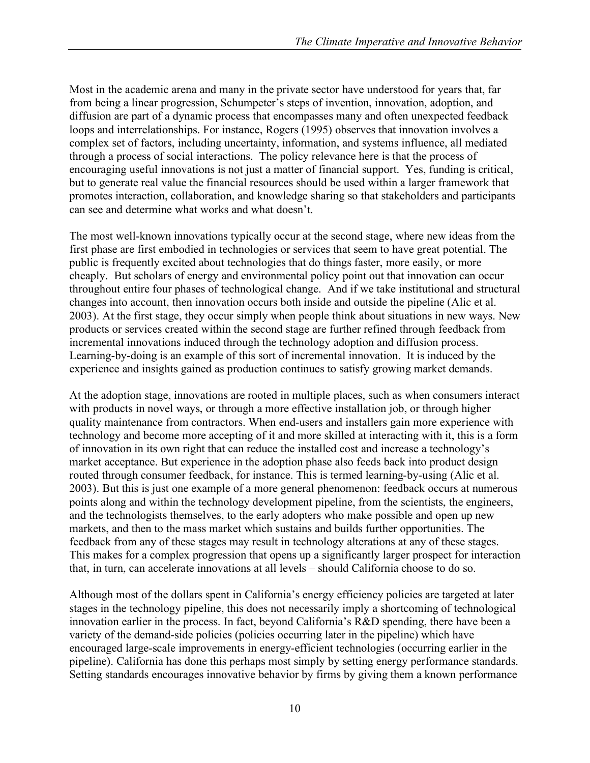Most in the academic arena and many in the private sector have understood for years that, far from being a linear progression, Schumpeter's steps of invention, innovation, adoption, and diffusion are part of a dynamic process that encompasses many and often unexpected feedback loops and interrelationships. For instance, Rogers (1995) observes that innovation involves a complex set of factors, including uncertainty, information, and systems influence, all mediated through a process of social interactions. The policy relevance here is that the process of encouraging useful innovations is not just a matter of financial support. Yes, funding is critical, but to generate real value the financial resources should be used within a larger framework that promotes interaction, collaboration, and knowledge sharing so that stakeholders and participants can see and determine what works and what doesn't.

The most well-known innovations typically occur at the second stage, where new ideas from the first phase are first embodied in technologies or services that seem to have great potential. The public is frequently excited about technologies that do things faster, more easily, or more cheaply. But scholars of energy and environmental policy point out that innovation can occur throughout entire four phases of technological change. And if we take institutional and structural changes into account, then innovation occurs both inside and outside the pipeline (Alic et al. 2003). At the first stage, they occur simply when people think about situations in new ways. New products or services created within the second stage are further refined through feedback from incremental innovations induced through the technology adoption and diffusion process. Learning-by-doing is an example of this sort of incremental innovation. It is induced by the experience and insights gained as production continues to satisfy growing market demands.

At the adoption stage, innovations are rooted in multiple places, such as when consumers interact with products in novel ways, or through a more effective installation job, or through higher quality maintenance from contractors. When end-users and installers gain more experience with technology and become more accepting of it and more skilled at interacting with it, this is a form of innovation in its own right that can reduce the installed cost and increase a technology's market acceptance. But experience in the adoption phase also feeds back into product design routed through consumer feedback, for instance. This is termed learning-by-using (Alic et al. 2003). But this is just one example of a more general phenomenon: feedback occurs at numerous points along and within the technology development pipeline, from the scientists, the engineers, and the technologists themselves, to the early adopters who make possible and open up new markets, and then to the mass market which sustains and builds further opportunities. The feedback from any of these stages may result in technology alterations at any of these stages. This makes for a complex progression that opens up a significantly larger prospect for interaction that, in turn, can accelerate innovations at all levels – should California choose to do so.

Although most of the dollars spent in California's energy efficiency policies are targeted at later stages in the technology pipeline, this does not necessarily imply a shortcoming of technological innovation earlier in the process. In fact, beyond California's R&D spending, there have been a variety of the demand-side policies (policies occurring later in the pipeline) which have encouraged large-scale improvements in energy-efficient technologies (occurring earlier in the pipeline). California has done this perhaps most simply by setting energy performance standards. Setting standards encourages innovative behavior by firms by giving them a known performance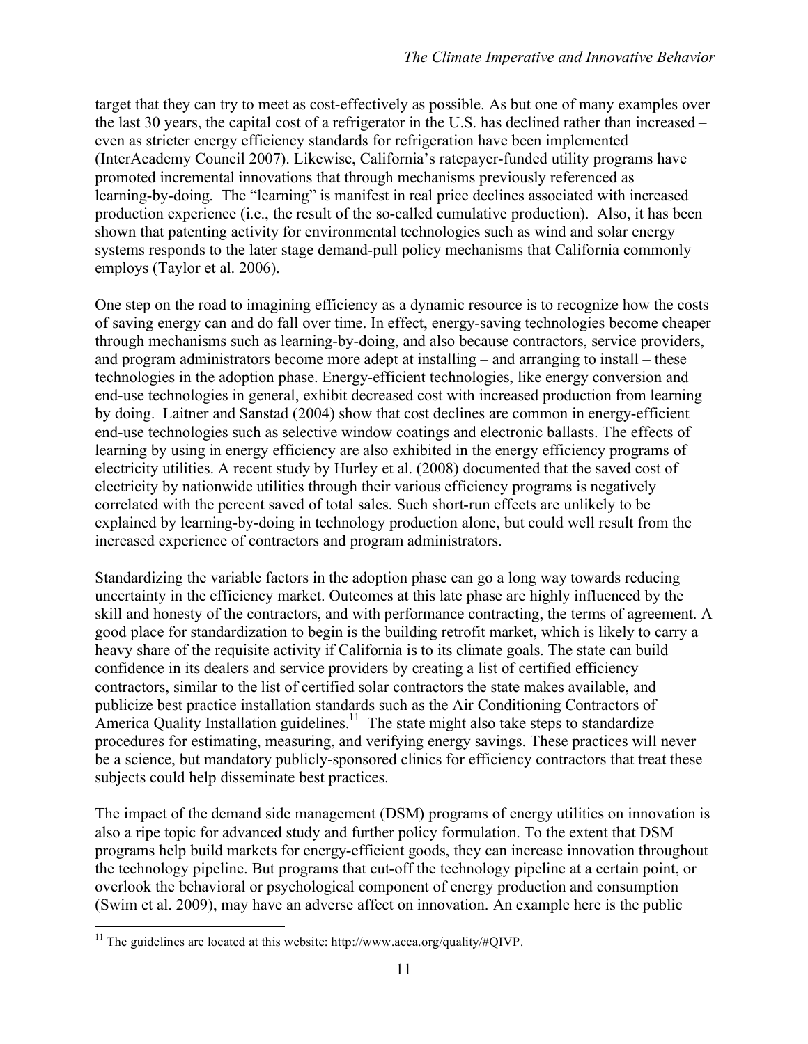target that they can try to meet as cost-effectively as possible. As but one of many examples over the last 30 years, the capital cost of a refrigerator in the U.S. has declined rather than increased – even as stricter energy efficiency standards for refrigeration have been implemented (InterAcademy Council 2007). Likewise, California's ratepayer-funded utility programs have promoted incremental innovations that through mechanisms previously referenced as learning-by-doing. The "learning" is manifest in real price declines associated with increased production experience (i.e., the result of the so-called cumulative production). Also, it has been shown that patenting activity for environmental technologies such as wind and solar energy systems responds to the later stage demand-pull policy mechanisms that California commonly employs (Taylor et al. 2006).

One step on the road to imagining efficiency as a dynamic resource is to recognize how the costs of saving energy can and do fall over time. In effect, energy-saving technologies become cheaper through mechanisms such as learning-by-doing, and also because contractors, service providers, and program administrators become more adept at installing – and arranging to install – these technologies in the adoption phase. Energy-efficient technologies, like energy conversion and end-use technologies in general, exhibit decreased cost with increased production from learning by doing. Laitner and Sanstad (2004) show that cost declines are common in energy-efficient end-use technologies such as selective window coatings and electronic ballasts. The effects of learning by using in energy efficiency are also exhibited in the energy efficiency programs of electricity utilities. A recent study by Hurley et al. (2008) documented that the saved cost of electricity by nationwide utilities through their various efficiency programs is negatively correlated with the percent saved of total sales. Such short-run effects are unlikely to be explained by learning-by-doing in technology production alone, but could well result from the increased experience of contractors and program administrators.

Standardizing the variable factors in the adoption phase can go a long way towards reducing uncertainty in the efficiency market. Outcomes at this late phase are highly influenced by the skill and honesty of the contractors, and with performance contracting, the terms of agreement. A good place for standardization to begin is the building retrofit market, which is likely to carry a heavy share of the requisite activity if California is to its climate goals. The state can build confidence in its dealers and service providers by creating a list of certified efficiency contractors, similar to the list of certified solar contractors the state makes available, and publicize best practice installation standards such as the Air Conditioning Contractors of America Quality Installation guidelines.[11] The state might also take steps to standardize procedures for estimating, measuring, and verifying energy savings. These practices will never be a science, but mandatory publicly-sponsored clinics for efficiency contractors that treat these subjects could help disseminate best practices.

The impact of the demand side management (DSM) programs of energy utilities on innovation is also a ripe topic for advanced study and further policy formulation. To the extent that DSM programs help build markets for energy-efficient goods, they can increase innovation throughout the technology pipeline. But programs that cut-off the technology pipeline at a certain point, or overlook the behavioral or psychological component of energy production and consumption (Swim et al. 2009), may have an adverse affect on innovation. An example here is the public

[11] The guidelines are located at this website: http://www.acca.org/quality/#QIVP.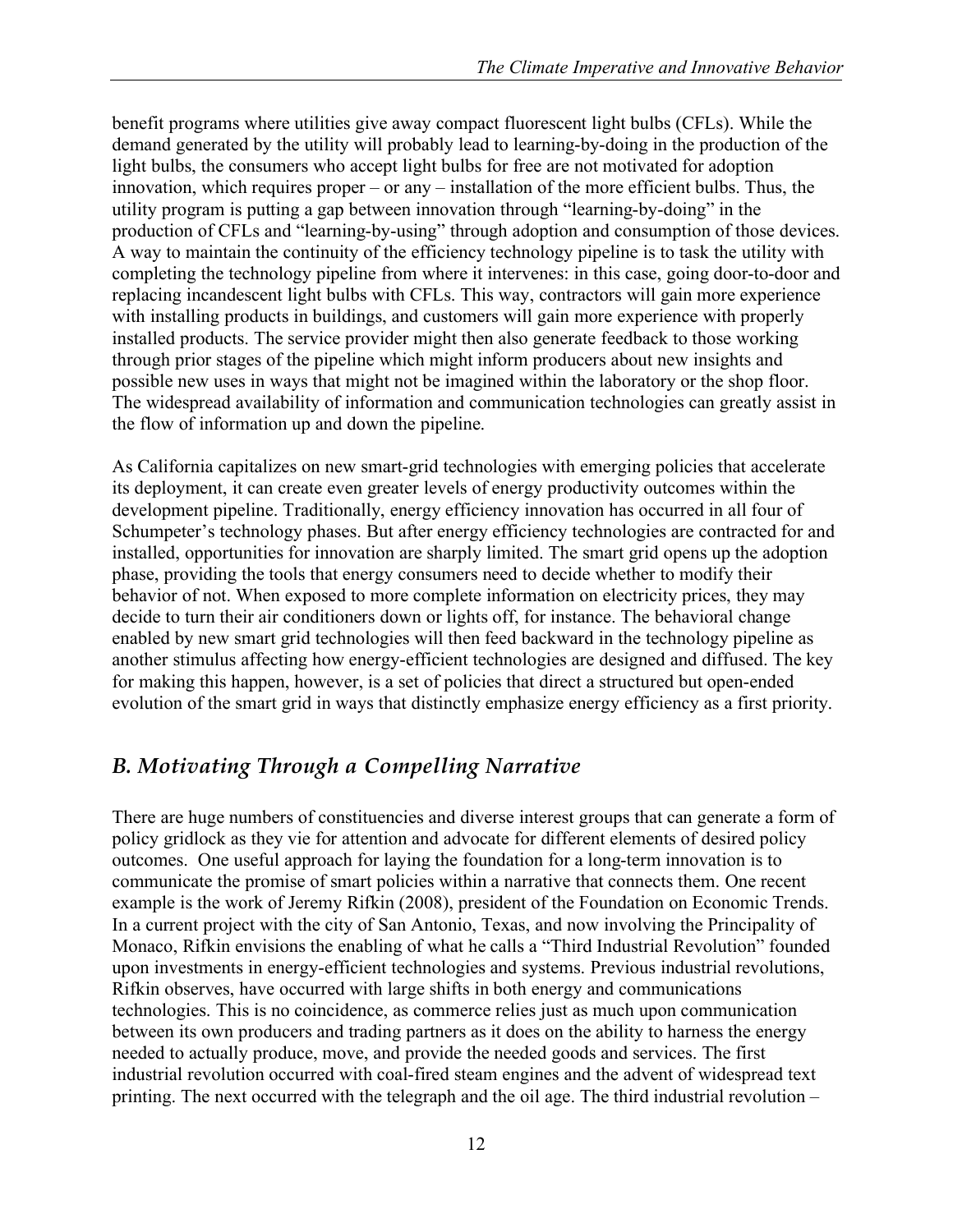benefit programs where utilities give away compact fluorescent light bulbs (CFLs). While the demand generated by the utility will probably lead to learning-by-doing in the production of the light bulbs, the consumers who accept light bulbs for free are not motivated for adoption innovation, which requires proper – or any – installation of the more efficient bulbs. Thus, the utility program is putting a gap between innovation through "learning-by-doing" in the production of CFLs and "learning-by-using" through adoption and consumption of those devices. A way to maintain the continuity of the efficiency technology pipeline is to task the utility with completing the technology pipeline from where it intervenes: in this case, going door-to-door and replacing incandescent light bulbs with CFLs. This way, contractors will gain more experience with installing products in buildings, and customers will gain more experience with properly installed products. The service provider might then also generate feedback to those working through prior stages of the pipeline which might inform producers about new insights and possible new uses in ways that might not be imagined within the laboratory or the shop floor. The widespread availability of information and communication technologies can greatly assist in the flow of information up and down the pipeline.

As California capitalizes on new smart-grid technologies with emerging policies that accelerate its deployment, it can create even greater levels of energy productivity outcomes within the development pipeline. Traditionally, energy efficiency innovation has occurred in all four of Schumpeter's technology phases. But after energy efficiency technologies are contracted for and installed, opportunities for innovation are sharply limited. The smart grid opens up the adoption phase, providing the tools that energy consumers need to decide whether to modify their behavior of not. When exposed to more complete information on electricity prices, they may decide to turn their air conditioners down or lights off, for instance. The behavioral change enabled by new smart grid technologies will then feed backward in the technology pipeline as another stimulus affecting how energy-efficient technologies are designed and diffused. The key for making this happen, however, is a set of policies that direct a structured but open-ended evolution of the smart grid in ways that distinctly emphasize energy efficiency as a first priority.

## *B. Motivating Through a Compelling Narrative*

There are huge numbers of constituencies and diverse interest groups that can generate a form of policy gridlock as they vie for attention and advocate for different elements of desired policy outcomes. One useful approach for laying the foundation for a long-term innovation is to communicate the promise of smart policies within a narrative that connects them. One recent example is the work of Jeremy Rifkin (2008), president of the Foundation on Economic Trends. In a current project with the city of San Antonio, Texas, and now involving the Principality of Monaco, Rifkin envisions the enabling of what he calls a "Third Industrial Revolution" founded upon investments in energy-efficient technologies and systems. Previous industrial revolutions, Rifkin observes, have occurred with large shifts in both energy and communications technologies. This is no coincidence, as commerce relies just as much upon communication between its own producers and trading partners as it does on the ability to harness the energy needed to actually produce, move, and provide the needed goods and services. The first industrial revolution occurred with coal-fired steam engines and the advent of widespread text printing. The next occurred with the telegraph and the oil age. The third industrial revolution –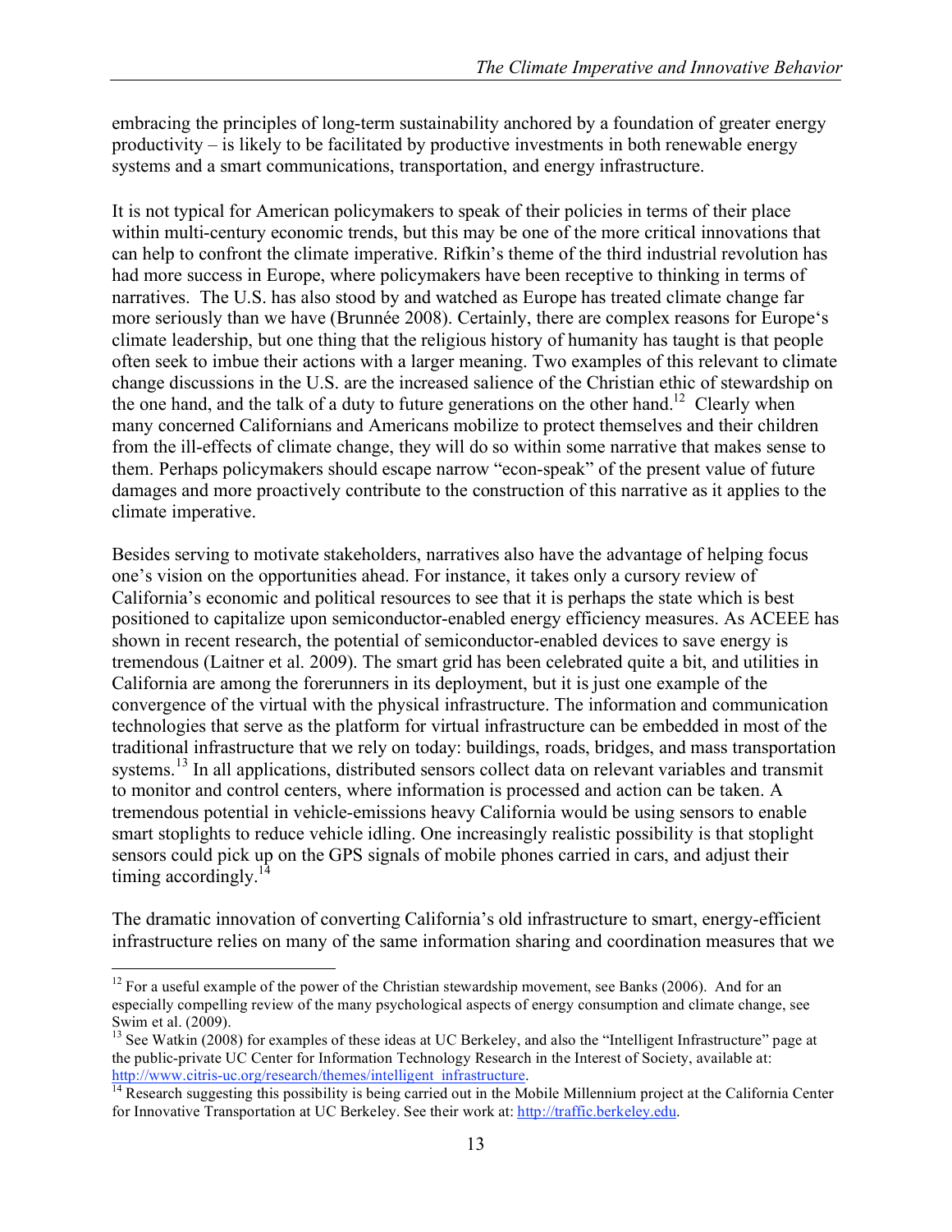embracing the principles of long-term sustainability anchored by a foundation of greater energy productivity – is likely to be facilitated by productive investments in both renewable energy systems and a smart communications, transportation, and energy infrastructure.

It is not typical for American policymakers to speak of their policies in terms of their place within multi-century economic trends, but this may be one of the more critical innovations that can help to confront the climate imperative. Rifkin's theme of the third industrial revolution has had more success in Europe, where policymakers have been receptive to thinking in terms of narratives. The U.S. has also stood by and watched as Europe has treated climate change far more seriously than we have (Brunnée 2008). Certainly, there are complex reasons for Europe's climate leadership, but one thing that the religious history of humanity has taught is that people often seek to imbue their actions with a larger meaning. Two examples of this relevant to climate change discussions in the U.S. are the increased salience of the Christian ethic of stewardship on the one hand, and the talk of a duty to future generations on the other hand.[12] Clearly when many concerned Californians and Americans mobilize to protect themselves and their children from the ill-effects of climate change, they will do so within some narrative that makes sense to them. Perhaps policymakers should escape narrow "econ-speak" of the present value of future damages and more proactively contribute to the construction of this narrative as it applies to the climate imperative.

Besides serving to motivate stakeholders, narratives also have the advantage of helping focus one's vision on the opportunities ahead. For instance, it takes only a cursory review of California's economic and political resources to see that it is perhaps the state which is best positioned to capitalize upon semiconductor-enabled energy efficiency measures. As ACEEE has shown in recent research, the potential of semiconductor-enabled devices to save energy is tremendous (Laitner et al. 2009). The smart grid has been celebrated quite a bit, and utilities in California are among the forerunners in its deployment, but it is just one example of the convergence of the virtual with the physical infrastructure. The information and communication technologies that serve as the platform for virtual infrastructure can be embedded in most of the traditional infrastructure that we rely on today: buildings, roads, bridges, and mass transportation systems.[13] In all applications, distributed sensors collect data on relevant variables and transmit to monitor and control centers, where information is processed and action can be taken. A tremendous potential in vehicle-emissions heavy California would be using sensors to enable smart stoplights to reduce vehicle idling. One increasingly realistic possibility is that stoplight sensors could pick up on the GPS signals of mobile phones carried in cars, and adjust their timing accordingly.[14]

The dramatic innovation of converting California's old infrastructure to smart, energy-efficient infrastructure relies on many of the same information sharing and coordination measures that we

---

[12] For a useful example of the power of the Christian stewardship movement, see Banks (2006). And for an especially compelling review of the many psychological aspects of energy consumption and climate change, see Swim et al. (2009).

[13] See Watkin (2008) for examples of these ideas at UC Berkeley, and also the "Intelligent Infrastructure" page at the public-private UC Center for Information Technology Research in the Interest of Society, available at: http://www.citris-uc.org/research/themes/intelligent_infrastructure.

[14] Research suggesting this possibility is being carried out in the Mobile Millennium project at the California Center for Innovative Transportation at UC Berkeley. See their work at: http://traffic.berkeley.edu.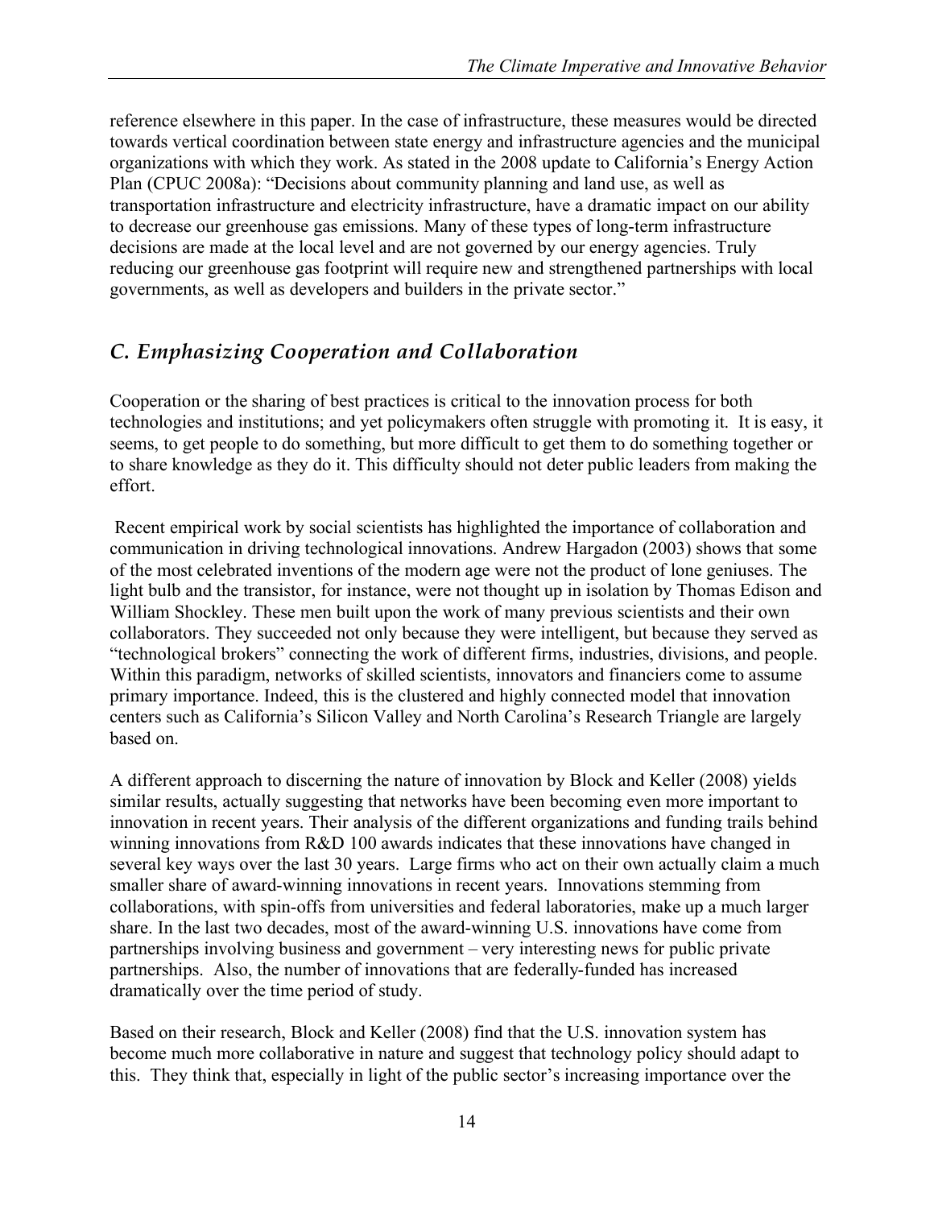reference elsewhere in this paper. In the case of infrastructure, these measures would be directed towards vertical coordination between state energy and infrastructure agencies and the municipal organizations with which they work. As stated in the 2008 update to California's Energy Action Plan (CPUC 2008a): "Decisions about community planning and land use, as well as transportation infrastructure and electricity infrastructure, have a dramatic impact on our ability to decrease our greenhouse gas emissions. Many of these types of long-term infrastructure decisions are made at the local level and are not governed by our energy agencies. Truly reducing our greenhouse gas footprint will require new and strengthened partnerships with local governments, as well as developers and builders in the private sector."

## *C. Emphasizing Cooperation and Collaboration*

Cooperation or the sharing of best practices is critical to the innovation process for both technologies and institutions; and yet policymakers often struggle with promoting it. It is easy, it seems, to get people to do something, but more difficult to get them to do something together or to share knowledge as they do it. This difficulty should not deter public leaders from making the effort.

Recent empirical work by social scientists has highlighted the importance of collaboration and communication in driving technological innovations. Andrew Hargadon (2003) shows that some of the most celebrated inventions of the modern age were not the product of lone geniuses. The light bulb and the transistor, for instance, were not thought up in isolation by Thomas Edison and William Shockley. These men built upon the work of many previous scientists and their own collaborators. They succeeded not only because they were intelligent, but because they served as "technological brokers" connecting the work of different firms, industries, divisions, and people. Within this paradigm, networks of skilled scientists, innovators and financiers come to assume primary importance. Indeed, this is the clustered and highly connected model that innovation centers such as California's Silicon Valley and North Carolina's Research Triangle are largely based on.

A different approach to discerning the nature of innovation by Block and Keller (2008) yields similar results, actually suggesting that networks have been becoming even more important to innovation in recent years. Their analysis of the different organizations and funding trails behind winning innovations from R&D 100 awards indicates that these innovations have changed in several key ways over the last 30 years. Large firms who act on their own actually claim a much smaller share of award-winning innovations in recent years. Innovations stemming from collaborations, with spin-offs from universities and federal laboratories, make up a much larger share. In the last two decades, most of the award-winning U.S. innovations have come from partnerships involving business and government – very interesting news for public private partnerships. Also, the number of innovations that are federally-funded has increased dramatically over the time period of study.

Based on their research, Block and Keller (2008) find that the U.S. innovation system has become much more collaborative in nature and suggest that technology policy should adapt to this. They think that, especially in light of the public sector's increasing importance over the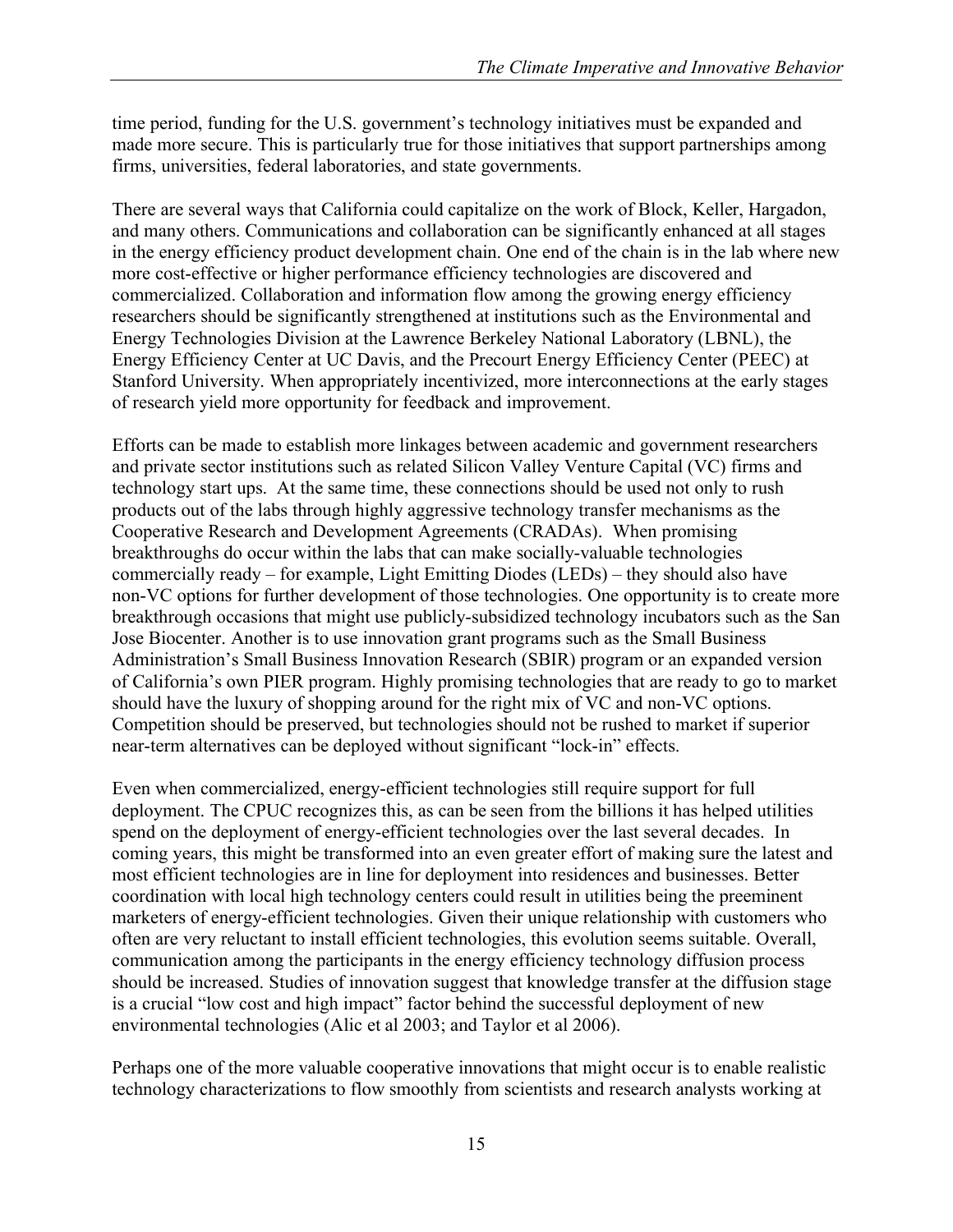time period, funding for the U.S. government's technology initiatives must be expanded and made more secure. This is particularly true for those initiatives that support partnerships among firms, universities, federal laboratories, and state governments.

There are several ways that California could capitalize on the work of Block, Keller, Hargadon, and many others. Communications and collaboration can be significantly enhanced at all stages in the energy efficiency product development chain. One end of the chain is in the lab where new more cost-effective or higher performance efficiency technologies are discovered and commercialized. Collaboration and information flow among the growing energy efficiency researchers should be significantly strengthened at institutions such as the Environmental and Energy Technologies Division at the Lawrence Berkeley National Laboratory (LBNL), the Energy Efficiency Center at UC Davis, and the Precourt Energy Efficiency Center (PEEC) at Stanford University. When appropriately incentivized, more interconnections at the early stages of research yield more opportunity for feedback and improvement.

Efforts can be made to establish more linkages between academic and government researchers and private sector institutions such as related Silicon Valley Venture Capital (VC) firms and technology start ups. At the same time, these connections should be used not only to rush products out of the labs through highly aggressive technology transfer mechanisms as the Cooperative Research and Development Agreements (CRADAs). When promising breakthroughs do occur within the labs that can make socially-valuable technologies commercially ready – for example, Light Emitting Diodes (LEDs) – they should also have non-VC options for further development of those technologies. One opportunity is to create more breakthrough occasions that might use publicly-subsidized technology incubators such as the San Jose Biocenter. Another is to use innovation grant programs such as the Small Business Administration's Small Business Innovation Research (SBIR) program or an expanded version of California's own PIER program. Highly promising technologies that are ready to go to market should have the luxury of shopping around for the right mix of VC and non-VC options. Competition should be preserved, but technologies should not be rushed to market if superior near-term alternatives can be deployed without significant "lock-in" effects.

Even when commercialized, energy-efficient technologies still require support for full deployment. The CPUC recognizes this, as can be seen from the billions it has helped utilities spend on the deployment of energy-efficient technologies over the last several decades. In coming years, this might be transformed into an even greater effort of making sure the latest and most efficient technologies are in line for deployment into residences and businesses. Better coordination with local high technology centers could result in utilities being the preeminent marketers of energy-efficient technologies. Given their unique relationship with customers who often are very reluctant to install efficient technologies, this evolution seems suitable. Overall, communication among the participants in the energy efficiency technology diffusion process should be increased. Studies of innovation suggest that knowledge transfer at the diffusion stage is a crucial "low cost and high impact" factor behind the successful deployment of new environmental technologies (Alic et al 2003; and Taylor et al 2006).

Perhaps one of the more valuable cooperative innovations that might occur is to enable realistic technology characterizations to flow smoothly from scientists and research analysts working at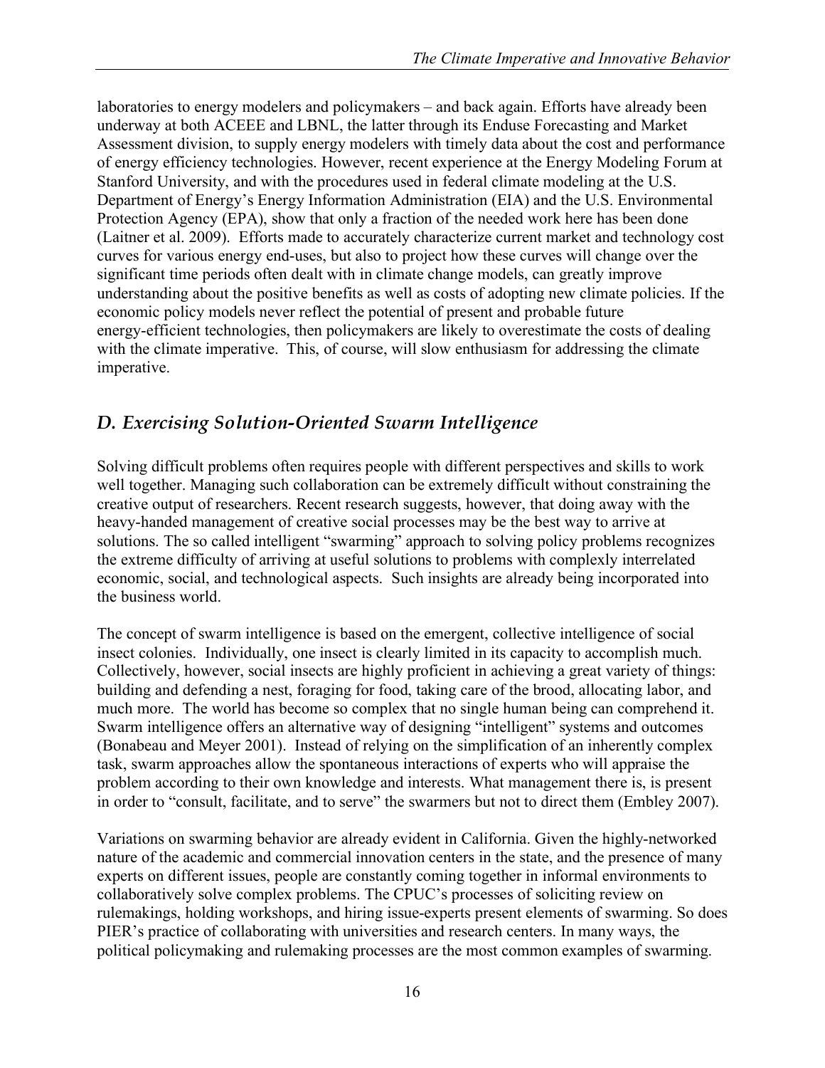laboratories to energy modelers and policymakers – and back again. Efforts have already been underway at both ACEEE and LBNL, the latter through its Enduse Forecasting and Market Assessment division, to supply energy modelers with timely data about the cost and performance of energy efficiency technologies. However, recent experience at the Energy Modeling Forum at Stanford University, and with the procedures used in federal climate modeling at the U.S. Department of Energy's Energy Information Administration (EIA) and the U.S. Environmental Protection Agency (EPA), show that only a fraction of the needed work here has been done (Laitner et al. 2009). Efforts made to accurately characterize current market and technology cost curves for various energy end-uses, but also to project how these curves will change over the significant time periods often dealt with in climate change models, can greatly improve understanding about the positive benefits as well as costs of adopting new climate policies. If the economic policy models never reflect the potential of present and probable future energy-efficient technologies, then policymakers are likely to overestimate the costs of dealing with the climate imperative. This, of course, will slow enthusiasm for addressing the climate imperative.

## *D. Exercising Solution-Oriented Swarm Intelligence*

Solving difficult problems often requires people with different perspectives and skills to work well together. Managing such collaboration can be extremely difficult without constraining the creative output of researchers. Recent research suggests, however, that doing away with the heavy-handed management of creative social processes may be the best way to arrive at solutions. The so called intelligent "swarming" approach to solving policy problems recognizes the extreme difficulty of arriving at useful solutions to problems with complexly interrelated economic, social, and technological aspects. Such insights are already being incorporated into the business world.

The concept of swarm intelligence is based on the emergent, collective intelligence of social insect colonies. Individually, one insect is clearly limited in its capacity to accomplish much. Collectively, however, social insects are highly proficient in achieving a great variety of things: building and defending a nest, foraging for food, taking care of the brood, allocating labor, and much more. The world has become so complex that no single human being can comprehend it. Swarm intelligence offers an alternative way of designing "intelligent" systems and outcomes (Bonabeau and Meyer 2001). Instead of relying on the simplification of an inherently complex task, swarm approaches allow the spontaneous interactions of experts who will appraise the problem according to their own knowledge and interests. What management there is, is present in order to "consult, facilitate, and to serve" the swarmers but not to direct them (Embley 2007).

Variations on swarming behavior are already evident in California. Given the highly-networked nature of the academic and commercial innovation centers in the state, and the presence of many experts on different issues, people are constantly coming together in informal environments to collaboratively solve complex problems. The CPUC's processes of soliciting review on rulemakings, holding workshops, and hiring issue-experts present elements of swarming. So does PIER's practice of collaborating with universities and research centers. In many ways, the political policymaking and rulemaking processes are the most common examples of swarming.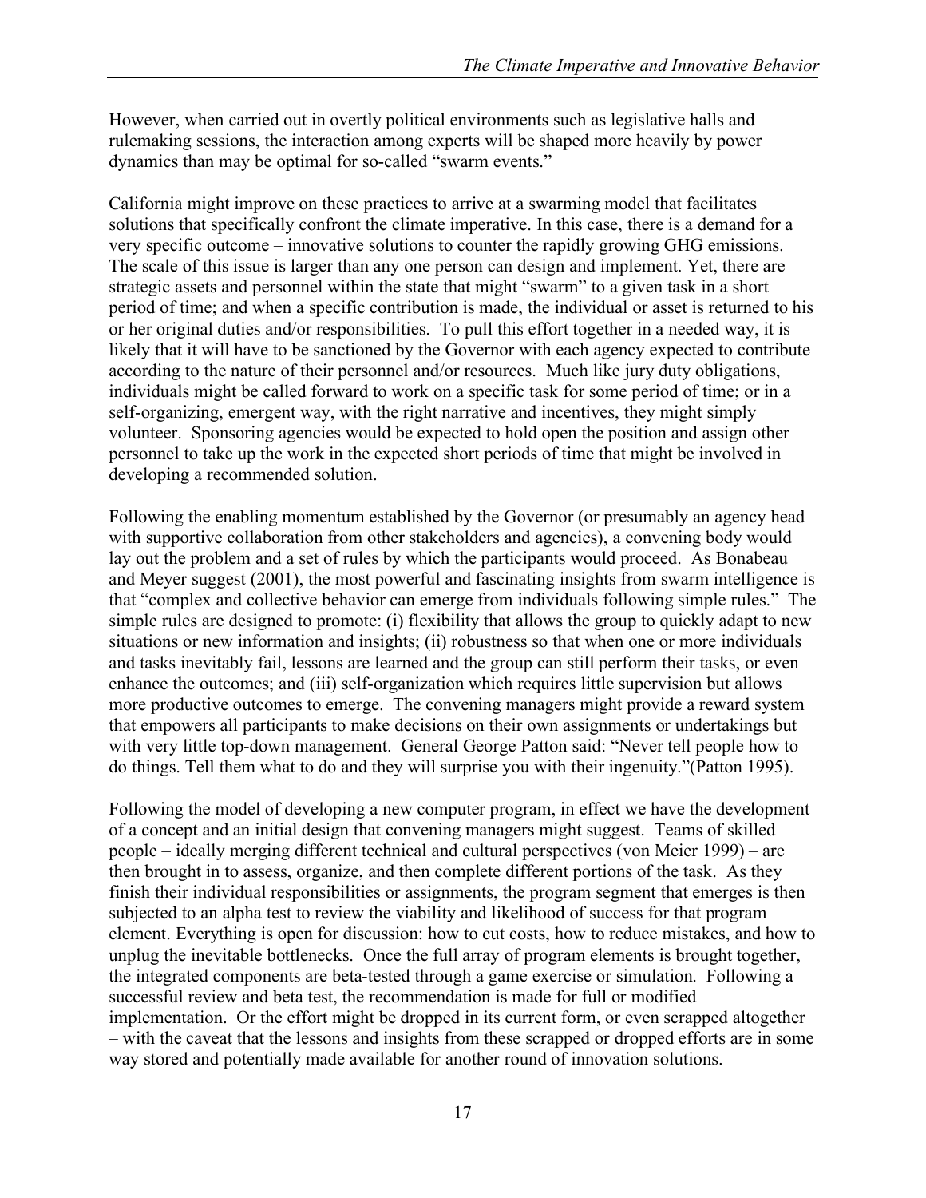However, when carried out in overtly political environments such as legislative halls and rulemaking sessions, the interaction among experts will be shaped more heavily by power dynamics than may be optimal for so-called "swarm events."

California might improve on these practices to arrive at a swarming model that facilitates solutions that specifically confront the climate imperative. In this case, there is a demand for a very specific outcome – innovative solutions to counter the rapidly growing GHG emissions. The scale of this issue is larger than any one person can design and implement. Yet, there are strategic assets and personnel within the state that might "swarm" to a given task in a short period of time; and when a specific contribution is made, the individual or asset is returned to his or her original duties and/or responsibilities. To pull this effort together in a needed way, it is likely that it will have to be sanctioned by the Governor with each agency expected to contribute according to the nature of their personnel and/or resources. Much like jury duty obligations, individuals might be called forward to work on a specific task for some period of time; or in a self-organizing, emergent way, with the right narrative and incentives, they might simply volunteer. Sponsoring agencies would be expected to hold open the position and assign other personnel to take up the work in the expected short periods of time that might be involved in developing a recommended solution.

Following the enabling momentum established by the Governor (or presumably an agency head with supportive collaboration from other stakeholders and agencies), a convening body would lay out the problem and a set of rules by which the participants would proceed. As Bonabeau and Meyer suggest (2001), the most powerful and fascinating insights from swarm intelligence is that "complex and collective behavior can emerge from individuals following simple rules." The simple rules are designed to promote: (i) flexibility that allows the group to quickly adapt to new situations or new information and insights; (ii) robustness so that when one or more individuals and tasks inevitably fail, lessons are learned and the group can still perform their tasks, or even enhance the outcomes; and (iii) self-organization which requires little supervision but allows more productive outcomes to emerge. The convening managers might provide a reward system that empowers all participants to make decisions on their own assignments or undertakings but with very little top-down management. General George Patton said: "Never tell people how to do things. Tell them what to do and they will surprise you with their ingenuity."(Patton 1995).

Following the model of developing a new computer program, in effect we have the development of a concept and an initial design that convening managers might suggest. Teams of skilled people – ideally merging different technical and cultural perspectives (von Meier 1999) – are then brought in to assess, organize, and then complete different portions of the task. As they finish their individual responsibilities or assignments, the program segment that emerges is then subjected to an alpha test to review the viability and likelihood of success for that program element. Everything is open for discussion: how to cut costs, how to reduce mistakes, and how to unplug the inevitable bottlenecks. Once the full array of program elements is brought together, the integrated components are beta-tested through a game exercise or simulation. Following a successful review and beta test, the recommendation is made for full or modified implementation. Or the effort might be dropped in its current form, or even scrapped altogether – with the caveat that the lessons and insights from these scrapped or dropped efforts are in some way stored and potentially made available for another round of innovation solutions.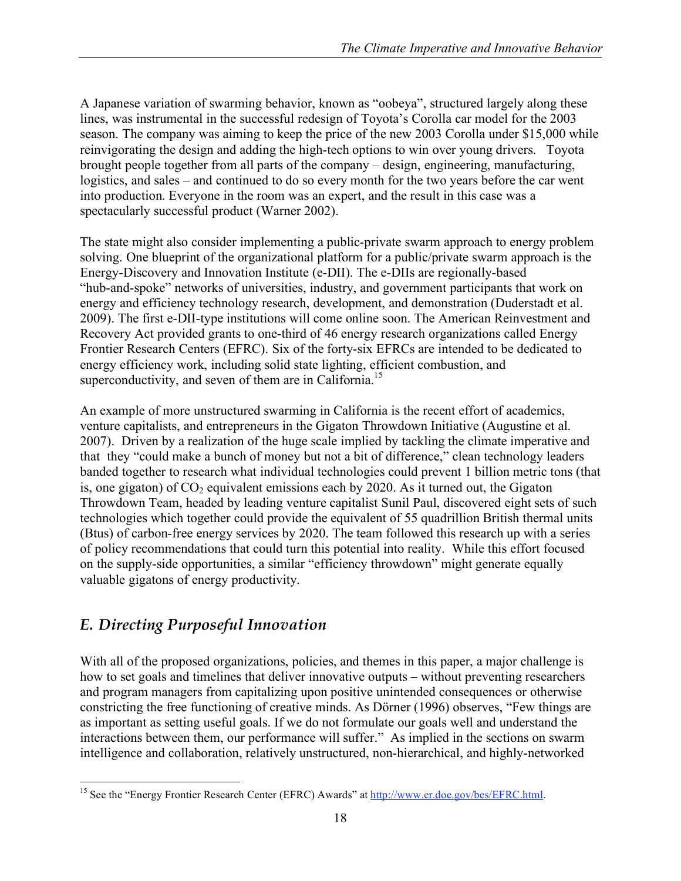A Japanese variation of swarming behavior, known as "oobeya", structured largely along these lines, was instrumental in the successful redesign of Toyota's Corolla car model for the 2003 season. The company was aiming to keep the price of the new 2003 Corolla under $15,000 while reinvigorating the design and adding the high-tech options to win over young drivers. Toyota brought people together from all parts of the company – design, engineering, manufacturing, logistics, and sales – and continued to do so every month for the two years before the car went into production. Everyone in the room was an expert, and the result in this case was a spectacularly successful product (Warner 2002).

The state might also consider implementing a public-private swarm approach to energy problem solving. One blueprint of the organizational platform for a public/private swarm approach is the Energy-Discovery and Innovation Institute (e-DII). The e-DIIs are regionally-based "hub-and-spoke" networks of universities, industry, and government participants that work on energy and efficiency technology research, development, and demonstration (Duderstadt et al. 2009). The first e-DII-type institutions will come online soon. The American Reinvestment and Recovery Act provided grants to one-third of 46 energy research organizations called Energy Frontier Research Centers (EFRC). Six of the forty-six EFRCs are intended to be dedicated to energy efficiency work, including solid state lighting, efficient combustion, and superconductivity, and seven of them are in California.[15]

An example of more unstructured swarming in California is the recent effort of academics, venture capitalists, and entrepreneurs in the Gigaton Throwdown Initiative (Augustine et al. 2007). Driven by a realization of the huge scale implied by tackling the climate imperative and that they "could make a bunch of money but not a bit of difference," clean technology leaders banded together to research what individual technologies could prevent 1 billion metric tons (that is, one gigaton) of $CO_2$ equivalent emissions each by 2020. As it turned out, the Gigaton Throwdown Team, headed by leading venture capitalist Sunil Paul, discovered eight sets of such technologies which together could provide the equivalent of 55 quadrillion British thermal units (Btus) of carbon-free energy services by 2020. The team followed this research up with a series of policy recommendations that could turn this potential into reality. While this effort focused on the supply-side opportunities, a similar "efficiency throwdown" might generate equally valuable gigatons of energy productivity.

## *E. Directing Purposeful Innovation*

With all of the proposed organizations, policies, and themes in this paper, a major challenge is how to set goals and timelines that deliver innovative outputs – without preventing researchers and program managers from capitalizing upon positive unintended consequences or otherwise constricting the free functioning of creative minds. As Dörner (1996) observes, "Few things are as important as setting useful goals. If we do not formulate our goals well and understand the interactions between them, our performance will suffer." As implied in the sections on swarm intelligence and collaboration, relatively unstructured, non-hierarchical, and highly-networked

---

[15] See the "Energy Frontier Research Center (EFRC) Awards" at http://www.er.doe.gov/bes/EFRC.html.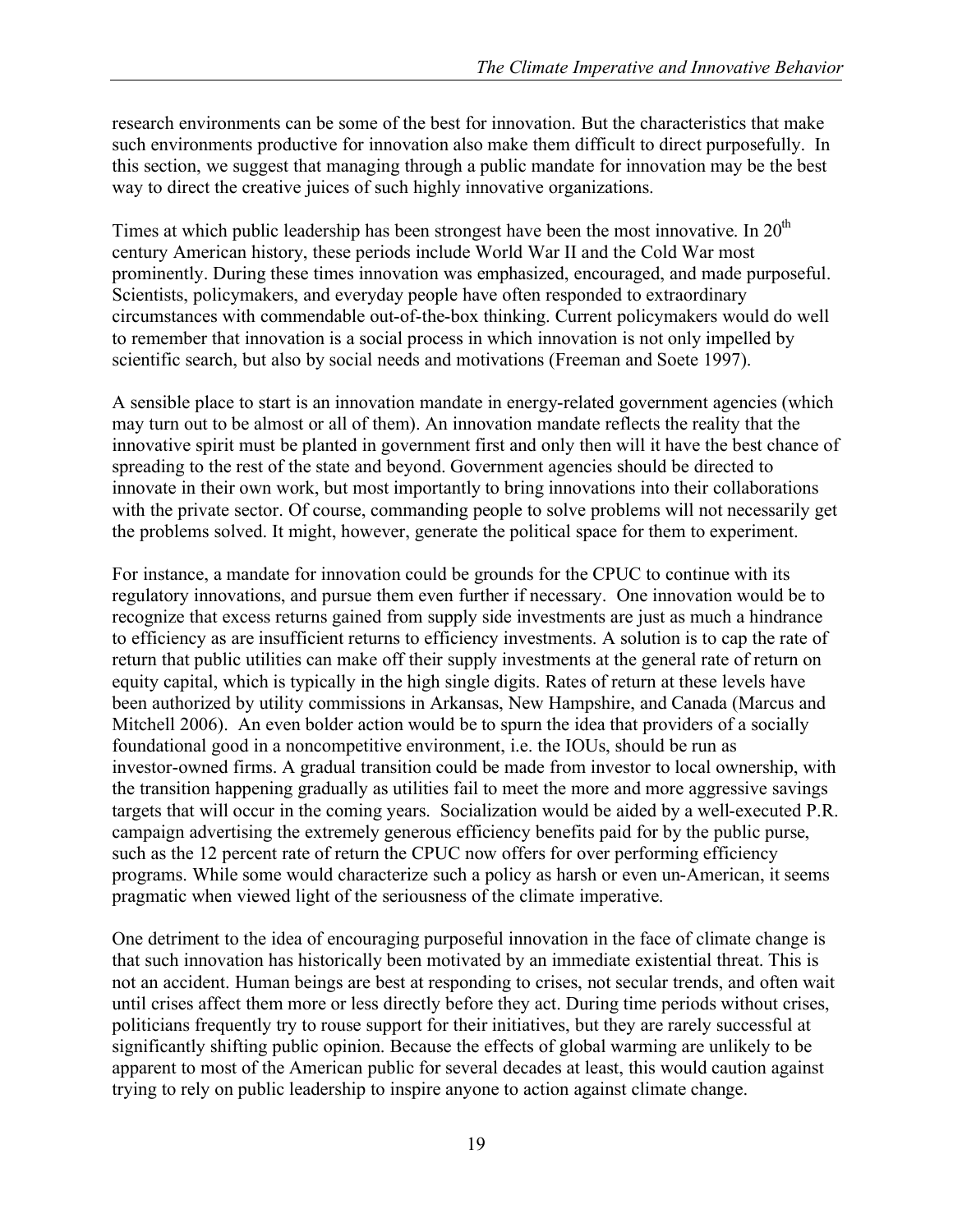research environments can be some of the best for innovation. But the characteristics that make such environments productive for innovation also make them difficult to direct purposefully. In this section, we suggest that managing through a public mandate for innovation may be the best way to direct the creative juices of such highly innovative organizations.

Times at which public leadership has been strongest have been the most innovative. In $20^{th}$ century American history, these periods include World War II and the Cold War most prominently. During these times innovation was emphasized, encouraged, and made purposeful. Scientists, policymakers, and everyday people have often responded to extraordinary circumstances with commendable out-of-the-box thinking. Current policymakers would do well to remember that innovation is a social process in which innovation is not only impelled by scientific search, but also by social needs and motivations (Freeman and Soete 1997).

A sensible place to start is an innovation mandate in energy-related government agencies (which may turn out to be almost or all of them). An innovation mandate reflects the reality that the innovative spirit must be planted in government first and only then will it have the best chance of spreading to the rest of the state and beyond. Government agencies should be directed to innovate in their own work, but most importantly to bring innovations into their collaborations with the private sector. Of course, commanding people to solve problems will not necessarily get the problems solved. It might, however, generate the political space for them to experiment.

For instance, a mandate for innovation could be grounds for the CPUC to continue with its regulatory innovations, and pursue them even further if necessary. One innovation would be to recognize that excess returns gained from supply side investments are just as much a hindrance to efficiency as are insufficient returns to efficiency investments. A solution is to cap the rate of return that public utilities can make off their supply investments at the general rate of return on equity capital, which is typically in the high single digits. Rates of return at these levels have been authorized by utility commissions in Arkansas, New Hampshire, and Canada (Marcus and Mitchell 2006). An even bolder action would be to spurn the idea that providers of a socially foundational good in a noncompetitive environment, i.e. the IOUs, should be run as investor-owned firms. A gradual transition could be made from investor to local ownership, with the transition happening gradually as utilities fail to meet the more and more aggressive savings targets that will occur in the coming years. Socialization would be aided by a well-executed P.R. campaign advertising the extremely generous efficiency benefits paid for by the public purse, such as the 12 percent rate of return the CPUC now offers for over performing efficiency programs. While some would characterize such a policy as harsh or even un-American, it seems pragmatic when viewed light of the seriousness of the climate imperative.

One detriment to the idea of encouraging purposeful innovation in the face of climate change is that such innovation has historically been motivated by an immediate existential threat. This is not an accident. Human beings are best at responding to crises, not secular trends, and often wait until crises affect them more or less directly before they act. During time periods without crises, politicians frequently try to rouse support for their initiatives, but they are rarely successful at significantly shifting public opinion. Because the effects of global warming are unlikely to be apparent to most of the American public for several decades at least, this would caution against trying to rely on public leadership to inspire anyone to action against climate change.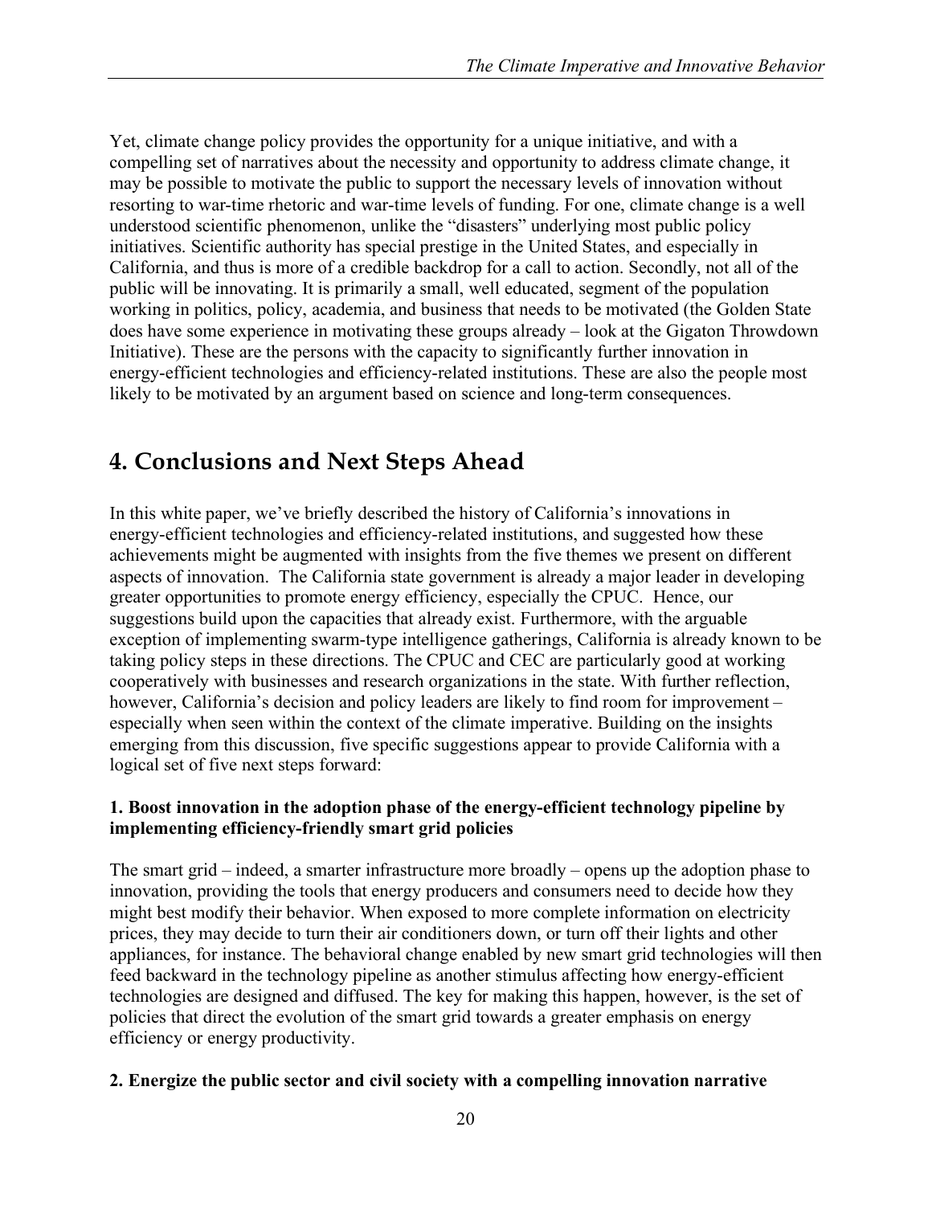Yet, climate change policy provides the opportunity for a unique initiative, and with a compelling set of narratives about the necessity and opportunity to address climate change, it may be possible to motivate the public to support the necessary levels of innovation without resorting to war-time rhetoric and war-time levels of funding. For one, climate change is a well understood scientific phenomenon, unlike the "disasters" underlying most public policy initiatives. Scientific authority has special prestige in the United States, and especially in California, and thus is more of a credible backdrop for a call to action. Secondly, not all of the public will be innovating. It is primarily a small, well educated, segment of the population working in politics, policy, academia, and business that needs to be motivated (the Golden State does have some experience in motivating these groups already – look at the Gigaton Throwdown Initiative). These are the persons with the capacity to significantly further innovation in energy-efficient technologies and efficiency-related institutions. These are also the people most likely to be motivated by an argument based on science and long-term consequences.

# 4. Conclusions and Next Steps Ahead

In this white paper, we've briefly described the history of California's innovations in energy-efficient technologies and efficiency-related institutions, and suggested how these achievements might be augmented with insights from the five themes we present on different aspects of innovation. The California state government is already a major leader in developing greater opportunities to promote energy efficiency, especially the CPUC. Hence, our suggestions build upon the capacities that already exist. Furthermore, with the arguable exception of implementing swarm-type intelligence gatherings, California is already known to be taking policy steps in these directions. The CPUC and CEC are particularly good at working cooperatively with businesses and research organizations in the state. With further reflection, however, California's decision and policy leaders are likely to find room for improvement – especially when seen within the context of the climate imperative. Building on the insights emerging from this discussion, five specific suggestions appear to provide California with a logical set of five next steps forward:

**1. Boost innovation in the adoption phase of the energy-efficient technology pipeline by implementing efficiency-friendly smart grid policies**

The smart grid – indeed, a smarter infrastructure more broadly – opens up the adoption phase to innovation, providing the tools that energy producers and consumers need to decide how they might best modify their behavior. When exposed to more complete information on electricity prices, they may decide to turn their air conditioners down, or turn off their lights and other appliances, for instance. The behavioral change enabled by new smart grid technologies will then feed backward in the technology pipeline as another stimulus affecting how energy-efficient technologies are designed and diffused. The key for making this happen, however, is the set of policies that direct the evolution of the smart grid towards a greater emphasis on energy efficiency or energy productivity.

**2. Energize the public sector and civil society with a compelling innovation narrative**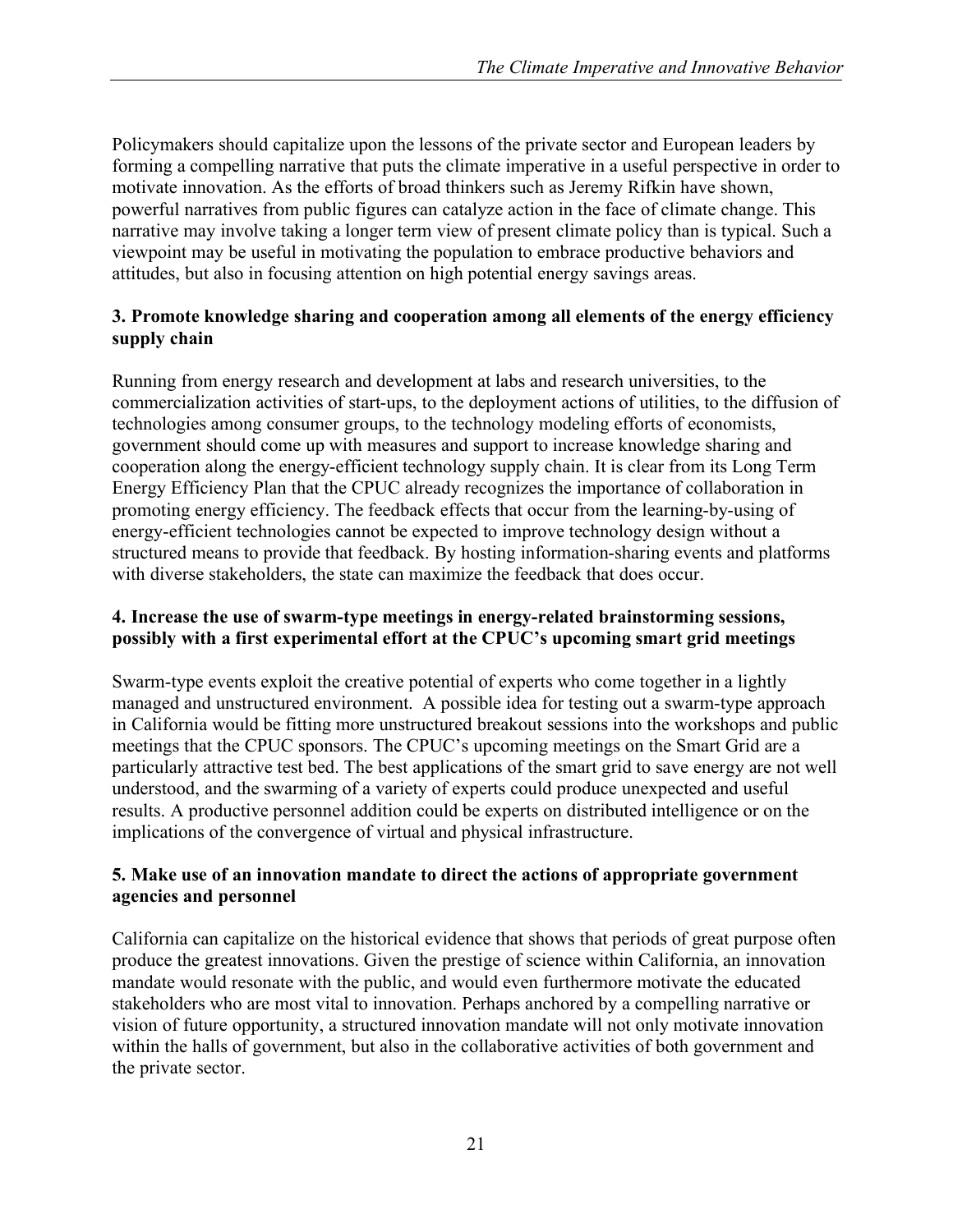Policymakers should capitalize upon the lessons of the private sector and European leaders by forming a compelling narrative that puts the climate imperative in a useful perspective in order to motivate innovation. As the efforts of broad thinkers such as Jeremy Rifkin have shown, powerful narratives from public figures can catalyze action in the face of climate change. This narrative may involve taking a longer term view of present climate policy than is typical. Such a viewpoint may be useful in motivating the population to embrace productive behaviors and attitudes, but also in focusing attention on high potential energy savings areas.

**3. Promote knowledge sharing and cooperation among all elements of the energy efficiency supply chain**

Running from energy research and development at labs and research universities, to the commercialization activities of start-ups, to the deployment actions of utilities, to the diffusion of technologies among consumer groups, to the technology modeling efforts of economists, government should come up with measures and support to increase knowledge sharing and cooperation along the energy-efficient technology supply chain. It is clear from its Long Term Energy Efficiency Plan that the CPUC already recognizes the importance of collaboration in promoting energy efficiency. The feedback effects that occur from the learning-by-using of energy-efficient technologies cannot be expected to improve technology design without a structured means to provide that feedback. By hosting information-sharing events and platforms with diverse stakeholders, the state can maximize the feedback that does occur.

**4. Increase the use of swarm-type meetings in energy-related brainstorming sessions, possibly with a first experimental effort at the CPUC's upcoming smart grid meetings**

Swarm-type events exploit the creative potential of experts who come together in a lightly managed and unstructured environment. A possible idea for testing out a swarm-type approach in California would be fitting more unstructured breakout sessions into the workshops and public meetings that the CPUC sponsors. The CPUC's upcoming meetings on the Smart Grid are a particularly attractive test bed. The best applications of the smart grid to save energy are not well understood, and the swarming of a variety of experts could produce unexpected and useful results. A productive personnel addition could be experts on distributed intelligence or on the implications of the convergence of virtual and physical infrastructure.

**5. Make use of an innovation mandate to direct the actions of appropriate government agencies and personnel**

California can capitalize on the historical evidence that shows that periods of great purpose often produce the greatest innovations. Given the prestige of science within California, an innovation mandate would resonate with the public, and would even furthermore motivate the educated stakeholders who are most vital to innovation. Perhaps anchored by a compelling narrative or vision of future opportunity, a structured innovation mandate will not only motivate innovation within the halls of government, but also in the collaborative activities of both government and the private sector.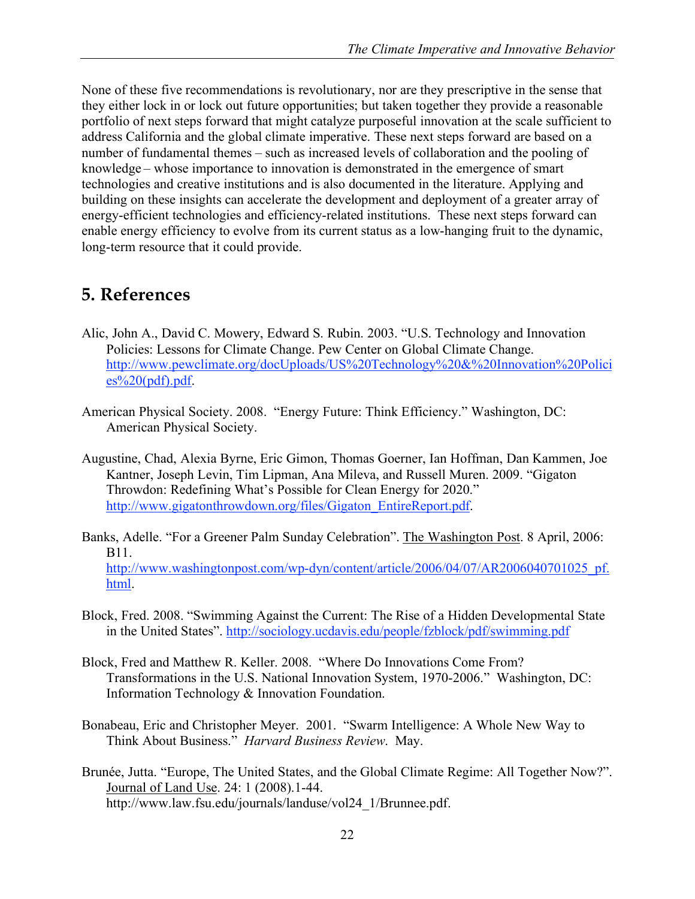None of these five recommendations is revolutionary, nor are they prescriptive in the sense that they either lock in or lock out future opportunities; but taken together they provide a reasonable portfolio of next steps forward that might catalyze purposeful innovation at the scale sufficient to address California and the global climate imperative. These next steps forward are based on a number of fundamental themes – such as increased levels of collaboration and the pooling of knowledge – whose importance to innovation is demonstrated in the emergence of smart technologies and creative institutions and is also documented in the literature. Applying and building on these insights can accelerate the development and deployment of a greater array of energy-efficient technologies and efficiency-related institutions. These next steps forward can enable energy efficiency to evolve from its current status as a low-hanging fruit to the dynamic, long-term resource that it could provide.

## 5. References

Alic, John A., David C. Mowery, Edward S. Rubin. 2003. "U.S. Technology and Innovation Policies: Lessons for Climate Change. Pew Center on Global Climate Change. http://www.pewclimate.org/docUploads/US%20Technology%20&%20Innovation%20Policies%20(pdf).pdf.

American Physical Society. 2008. "Energy Future: Think Efficiency." Washington, DC: American Physical Society.

Augustine, Chad, Alexia Byrne, Eric Gimon, Thomas Goerner, Ian Hoffman, Dan Kammen, Joe Kantner, Joseph Levin, Tim Lipman, Ana Mileva, and Russell Muren. 2009. "Gigaton Throwdon: Redefining What's Possible for Clean Energy for 2020." http://www.gigatonthrowdown.org/files/Gigaton_EntireReport.pdf.

Banks, Adelle. "For a Greener Palm Sunday Celebration". The Washington Post. 8 April, 2006: B11. http://www.washingtonpost.com/wp-dyn/content/article/2006/04/07/AR2006040701025_pf.html.

Block, Fred. 2008. "Swimming Against the Current: The Rise of a Hidden Developmental State in the United States". http://sociology.ucdavis.edu/people/fzblock/pdf/swimming.pdf

Block, Fred and Matthew R. Keller. 2008. "Where Do Innovations Come From? Transformations in the U.S. National Innovation System, 1970-2006." Washington, DC: Information Technology & Innovation Foundation.

Bonabeau, Eric and Christopher Meyer. 2001. "Swarm Intelligence: A Whole New Way to Think About Business." *Harvard Business Review*. May.

Brunée, Jutta. "Europe, The United States, and the Global Climate Regime: All Together Now?". Journal of Land Use. 24: 1 (2008).1-44. http://www.law.fsu.edu/journals/landuse/vol24_1/Brunnee.pdf.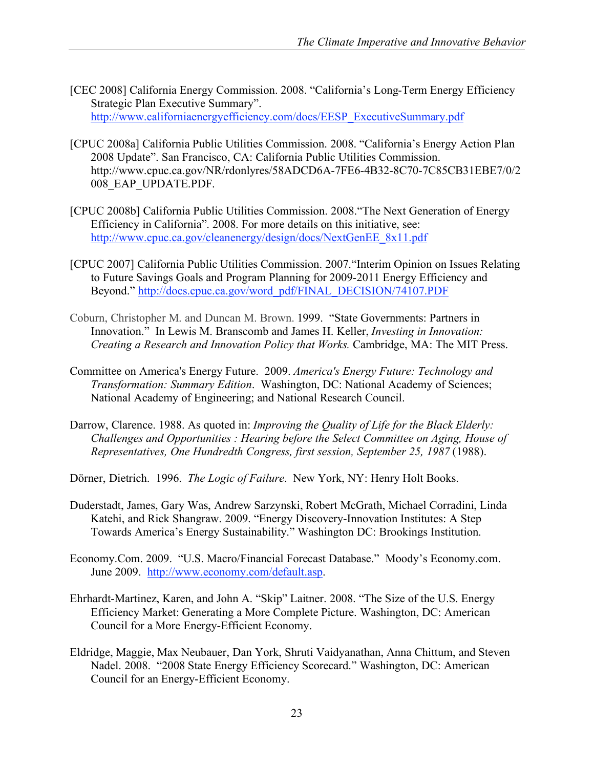[CEC 2008] California Energy Commission. 2008. "California's Long-Term Energy Efficiency Strategic Plan Executive Summary". http://www.californiaenergyefficiency.com/docs/EESP_ExecutiveSummary.pdf

[CPUC 2008a] California Public Utilities Commission. 2008. "California's Energy Action Plan 2008 Update". San Francisco, CA: California Public Utilities Commission. http://www.cpuc.ca.gov/NR/rdonlyres/58ADCD6A-7FE6-4B32-8C70-7C85CB31EBE7/0/2008_EAP_UPDATE.PDF.

[CPUC 2008b] California Public Utilities Commission. 2008."The Next Generation of Energy Efficiency in California". 2008. For more details on this initiative, see: http://www.cpuc.ca.gov/cleanenergy/design/docs/NextGenEE_8x11.pdf

[CPUC 2007] California Public Utilities Commission. 2007."Interim Opinion on Issues Relating to Future Savings Goals and Program Planning for 2009-2011 Energy Efficiency and Beyond." http://docs.cpuc.ca.gov/word_pdf/FINAL_DECISION/74107.PDF

Coburn, Christopher M. and Duncan M. Brown. 1999. "State Governments: Partners in Innovation." In Lewis M. Branscomb and James H. Keller, *Investing in Innovation: Creating a Research and Innovation Policy that Works.* Cambridge, MA: The MIT Press.

Committee on America's Energy Future. 2009. *America's Energy Future: Technology and Transformation: Summary Edition*. Washington, DC: National Academy of Sciences; National Academy of Engineering; and National Research Council.

Darrow, Clarence. 1988. As quoted in: *Improving the Quality of Life for the Black Elderly: Challenges and Opportunities : Hearing before the Select Committee on Aging, House of Representatives, One Hundredth Congress, first session, September 25, 1987* (1988).

Dörner, Dietrich. 1996. *The Logic of Failure*. New York, NY: Henry Holt Books.

Duderstadt, James, Gary Was, Andrew Sarzynski, Robert McGrath, Michael Corradini, Linda Katehi, and Rick Shangraw. 2009. "Energy Discovery-Innovation Institutes: A Step Towards America's Energy Sustainability." Washington DC: Brookings Institution.

Economy.Com. 2009. "U.S. Macro/Financial Forecast Database." Moody's Economy.com. June 2009. http://www.economy.com/default.asp.

Ehrhardt-Martinez, Karen, and John A. "Skip" Laitner. 2008. "The Size of the U.S. Energy Efficiency Market: Generating a More Complete Picture. Washington, DC: American Council for a More Energy-Efficient Economy.

Eldridge, Maggie, Max Neubauer, Dan York, Shruti Vaidyanathan, Anna Chittum, and Steven Nadel. 2008. "2008 State Energy Efficiency Scorecard." Washington, DC: American Council for an Energy-Efficient Economy.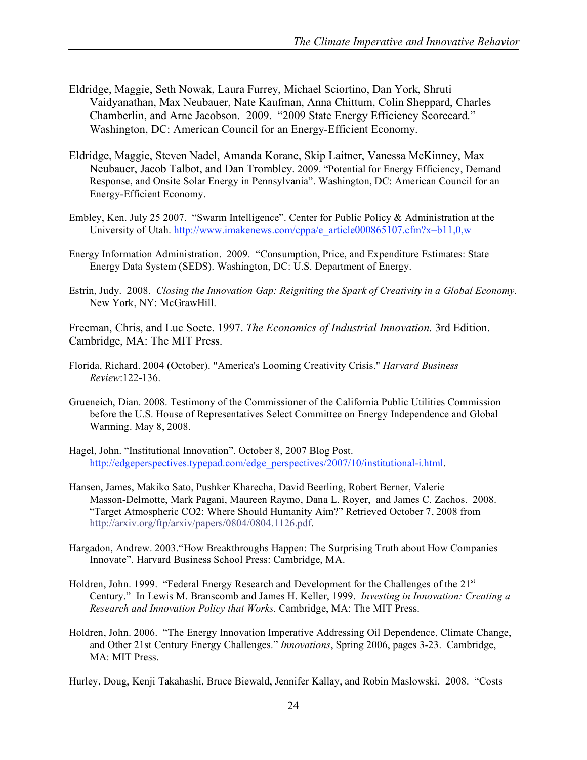Eldridge, Maggie, Seth Nowak, Laura Furrey, Michael Sciortino, Dan York, Shruti Vaidyanathan, Max Neubauer, Nate Kaufman, Anna Chittum, Colin Sheppard, Charles Chamberlin, and Arne Jacobson. 2009. "2009 State Energy Efficiency Scorecard." Washington, DC: American Council for an Energy-Efficient Economy.

Eldridge, Maggie, Steven Nadel, Amanda Korane, Skip Laitner, Vanessa McKinney, Max Neubauer, Jacob Talbot, and Dan Trombley. 2009. "Potential for Energy Efficiency, Demand Response, and Onsite Solar Energy in Pennsylvania". Washington, DC: American Council for an Energy-Efficient Economy.

Embley, Ken. July 25 2007. "Swarm Intelligence". Center for Public Policy & Administration at the University of Utah. http://www.imakenews.com/cppa/e_article000865107.cfm?x=b11,0,w

Energy Information Administration. 2009. "Consumption, Price, and Expenditure Estimates: State Energy Data System (SEDS). Washington, DC: U.S. Department of Energy.

Estrin, Judy. 2008. *Closing the Innovation Gap: Reigniting the Spark of Creativity in a Global Economy*. New York, NY: McGrawHill.

Freeman, Chris, and Luc Soete. 1997. *The Economics of Industrial Innovation.* 3rd Edition. Cambridge, MA: The MIT Press.

Florida, Richard. 2004 (October). "America's Looming Creativity Crisis." *Harvard Business Review*:122-136.

Grueneich, Dian. 2008. Testimony of the Commissioner of the California Public Utilities Commission before the U.S. House of Representatives Select Committee on Energy Independence and Global Warming. May 8, 2008.

Hagel, John. "Institutional Innovation". October 8, 2007 Blog Post. http://edgeperspectives.typepad.com/edge_perspectives/2007/10/institutional-i.html.

Hansen, James, Makiko Sato, Pushker Kharecha, David Beerling, Robert Berner, Valerie Masson-Delmotte, Mark Pagani, Maureen Raymo, Dana L. Royer, and James C. Zachos. 2008. "Target Atmospheric CO2: Where Should Humanity Aim?" Retrieved October 7, 2008 from http://arxiv.org/ftp/arxiv/papers/0804/0804.1126.pdf.

Hargadon, Andrew. 2003."How Breakthroughs Happen: The Surprising Truth about How Companies Innovate". Harvard Business School Press: Cambridge, MA.

Holdren, John. 1999. "Federal Energy Research and Development for the Challenges of the 21st Century." In Lewis M. Branscomb and James H. Keller, 1999. *Investing in Innovation: Creating a Research and Innovation Policy that Works.* Cambridge, MA: The MIT Press.

Holdren, John. 2006. "The Energy Innovation Imperative Addressing Oil Dependence, Climate Change, and Other 21st Century Energy Challenges." *Innovations*, Spring 2006, pages 3-23. Cambridge, MA: MIT Press.

Hurley, Doug, Kenji Takahashi, Bruce Biewald, Jennifer Kallay, and Robin Maslowski. 2008. "Costs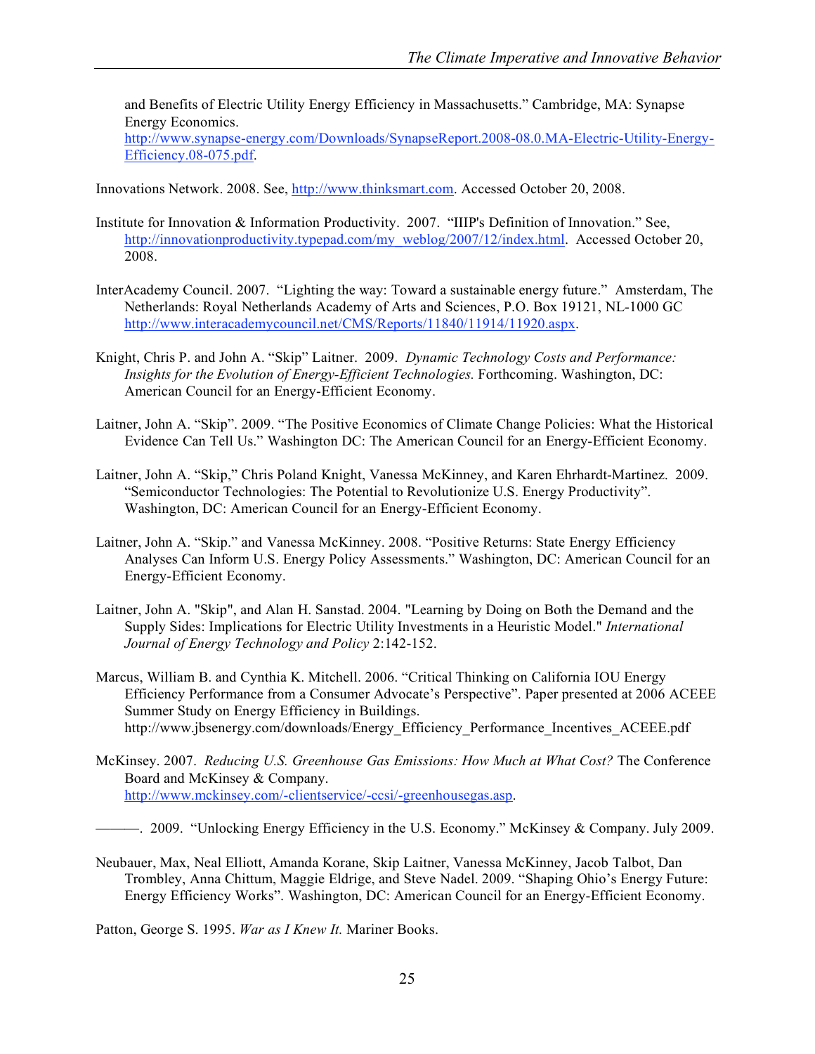and Benefits of Electric Utility Energy Efficiency in Massachusetts." Cambridge, MA: Synapse Energy Economics. http://www.synapse-energy.com/Downloads/SynapseReport.2008-08.0.MA-Electric-Utility-Energy-Efficiency.08-075.pdf.

Innovations Network. 2008. See, http://www.thinksmart.com. Accessed October 20, 2008.

Institute for Innovation & Information Productivity. 2007. "IIIP's Definition of Innovation." See, http://innovationproductivity.typepad.com/my_weblog/2007/12/index.html. Accessed October 20, 2008.

InterAcademy Council. 2007. "Lighting the way: Toward a sustainable energy future." Amsterdam, The Netherlands: Royal Netherlands Academy of Arts and Sciences, P.O. Box 19121, NL-1000 GC http://www.interacademycouncil.net/CMS/Reports/11840/11914/11920.aspx.

Knight, Chris P. and John A. "Skip" Laitner. 2009. *Dynamic Technology Costs and Performance: Insights for the Evolution of Energy-Efficient Technologies.* Forthcoming. Washington, DC: American Council for an Energy-Efficient Economy.

Laitner, John A. "Skip". 2009. "The Positive Economics of Climate Change Policies: What the Historical Evidence Can Tell Us." Washington DC: The American Council for an Energy-Efficient Economy.

Laitner, John A. "Skip," Chris Poland Knight, Vanessa McKinney, and Karen Ehrhardt-Martinez. 2009. "Semiconductor Technologies: The Potential to Revolutionize U.S. Energy Productivity". Washington, DC: American Council for an Energy-Efficient Economy.

Laitner, John A. "Skip." and Vanessa McKinney. 2008. "Positive Returns: State Energy Efficiency Analyses Can Inform U.S. Energy Policy Assessments." Washington, DC: American Council for an Energy-Efficient Economy.

Laitner, John A. "Skip", and Alan H. Sanstad. 2004. "Learning by Doing on Both the Demand and the Supply Sides: Implications for Electric Utility Investments in a Heuristic Model." *International Journal of Energy Technology and Policy* 2:142-152.

Marcus, William B. and Cynthia K. Mitchell. 2006. "Critical Thinking on California IOU Energy Efficiency Performance from a Consumer Advocate's Perspective". Paper presented at 2006 ACEEE Summer Study on Energy Efficiency in Buildings. http://www.jbsenergy.com/downloads/Energy_Efficiency_Performance_Incentives_ACEEE.pdf

McKinsey. 2007. *Reducing U.S. Greenhouse Gas Emissions: How Much at What Cost?* The Conference Board and McKinsey & Company. http://www.mckinsey.com/-clientservice/-ccsi/-greenhousegas.asp.

———. 2009. "Unlocking Energy Efficiency in the U.S. Economy." McKinsey & Company. July 2009.

Neubauer, Max, Neal Elliott, Amanda Korane, Skip Laitner, Vanessa McKinney, Jacob Talbot, Dan Trombley, Anna Chittum, Maggie Eldrige, and Steve Nadel. 2009. "Shaping Ohio's Energy Future: Energy Efficiency Works". Washington, DC: American Council for an Energy-Efficient Economy.

Patton, George S. 1995. *War as I Knew It.* Mariner Books.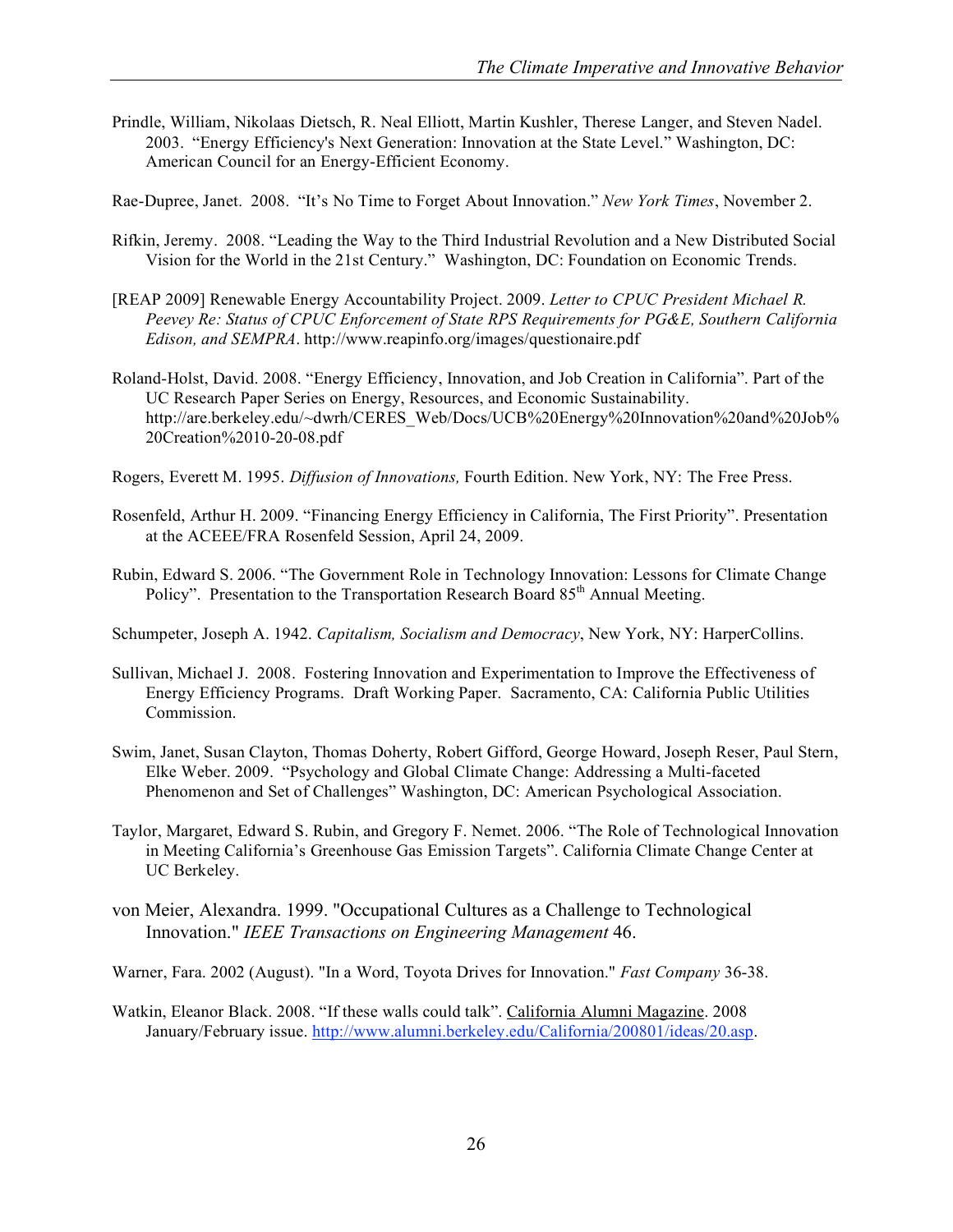Prindle, William, Nikolaas Dietsch, R. Neal Elliott, Martin Kushler, Therese Langer, and Steven Nadel. 2003. "Energy Efficiency's Next Generation: Innovation at the State Level." Washington, DC: American Council for an Energy-Efficient Economy.

Rae-Dupree, Janet. 2008. "It's No Time to Forget About Innovation." *New York Times*, November 2.

Rifkin, Jeremy. 2008. "Leading the Way to the Third Industrial Revolution and a New Distributed Social Vision for the World in the 21st Century." Washington, DC: Foundation on Economic Trends.

[REAP 2009] Renewable Energy Accountability Project. 2009. *Letter to CPUC President Michael R. Peevey Re: Status of CPUC Enforcement of State RPS Requirements for PG&E, Southern California Edison, and SEMPRA*. http://www.reapinfo.org/images/questionaire.pdf

Roland-Holst, David. 2008. "Energy Efficiency, Innovation, and Job Creation in California". Part of the UC Research Paper Series on Energy, Resources, and Economic Sustainability. http://are.berkeley.edu/~dwrh/CERES_Web/Docs/UCB%20Energy%20Innovation%20and%20Job%20Creation%2010-20-08.pdf

Rogers, Everett M. 1995. *Diffusion of Innovations,* Fourth Edition. New York, NY: The Free Press.

Rosenfeld, Arthur H. 2009. "Financing Energy Efficiency in California, The First Priority". Presentation at the ACEEE/FRA Rosenfeld Session, April 24, 2009.

Rubin, Edward S. 2006. "The Government Role in Technology Innovation: Lessons for Climate Change Policy". Presentation to the Transportation Research Board 85th Annual Meeting.

Schumpeter, Joseph A. 1942. *Capitalism, Socialism and Democracy*, New York, NY: HarperCollins.

Sullivan, Michael J. 2008. Fostering Innovation and Experimentation to Improve the Effectiveness of Energy Efficiency Programs. Draft Working Paper. Sacramento, CA: California Public Utilities Commission.

Swim, Janet, Susan Clayton, Thomas Doherty, Robert Gifford, George Howard, Joseph Reser, Paul Stern, Elke Weber. 2009. "Psychology and Global Climate Change: Addressing a Multi-faceted Phenomenon and Set of Challenges" Washington, DC: American Psychological Association.

Taylor, Margaret, Edward S. Rubin, and Gregory F. Nemet. 2006. "The Role of Technological Innovation in Meeting California's Greenhouse Gas Emission Targets". California Climate Change Center at UC Berkeley.

von Meier, Alexandra. 1999. "Occupational Cultures as a Challenge to Technological Innovation." *IEEE Transactions on Engineering Management* 46.

Warner, Fara. 2002 (August). "In a Word, Toyota Drives for Innovation." *Fast Company* 36-38.

Watkin, Eleanor Black. 2008. "If these walls could talk". California Alumni Magazine. 2008 January/February issue. http://www.alumni.berkeley.edu/California/200801/ideas/20.asp.